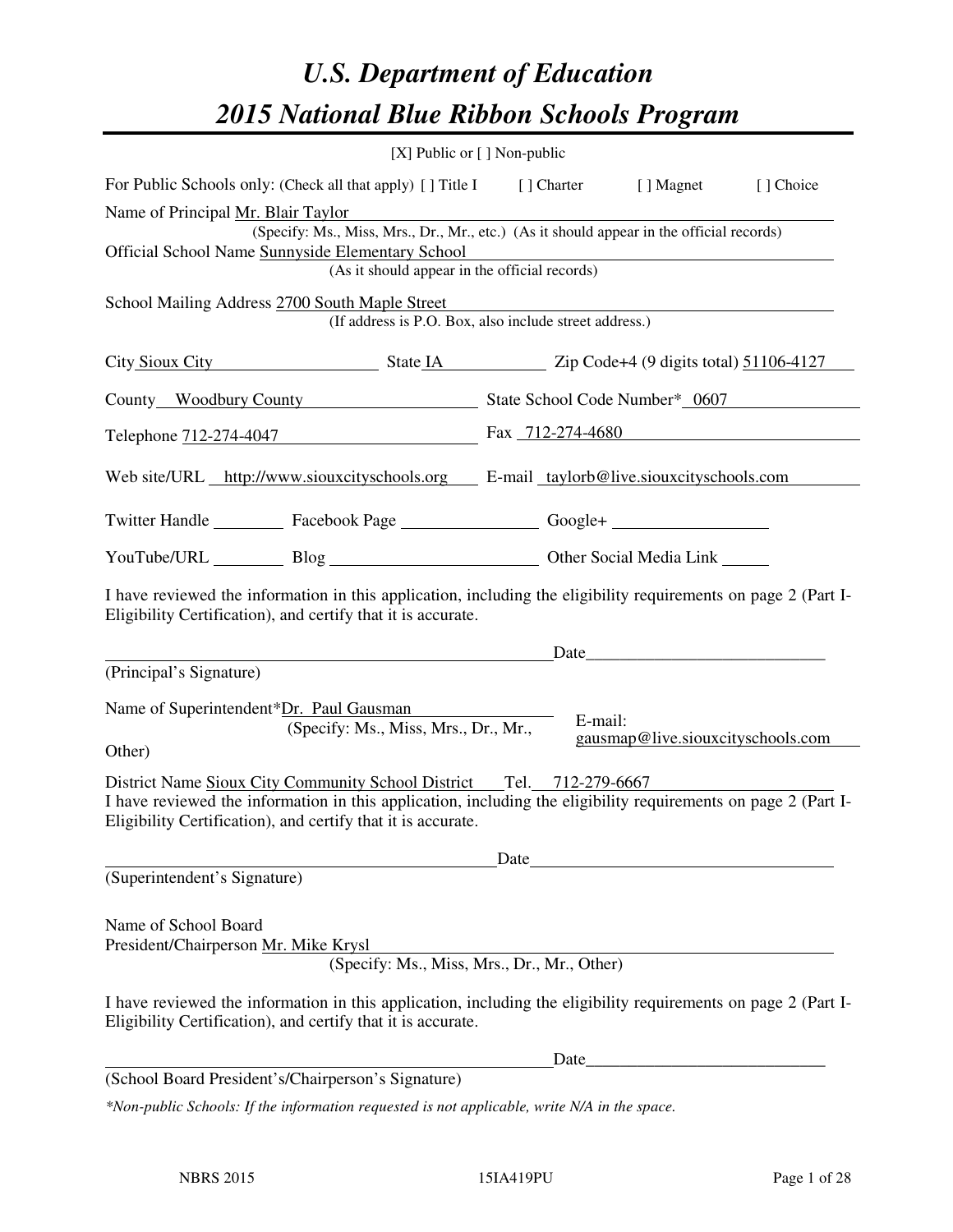# U.S. Department of Education
# 2015 National Blue Ribbon Schools Program

[X] Public or [ ] Non-public

For Public Schools only: (Check all that apply) [ ] Title I [ ] Charter [ ] Magnet [ ] Choice

Name of Principal Mr. Blair Taylor
(Specify: Ms., Miss, Mrs., Dr., Mr., etc.) (As it should appear in the official records)

Official School Name Sunnyside Elementary School
(As it should appear in the official records)

School Mailing Address 2700 South Maple Street
(If address is P.O. Box, also include street address.)

City Sioux City State IA Zip Code+4 (9 digits total) 51106-4127

County Woodbury County State School Code Number* 0607

Telephone 712-274-4047 Fax 712-274-4680

Web site/URL http://www.siouxcityschools.org E-mail taylorb@live.siouxcityschools.com

Twitter Handle ________ Facebook Page ________ Google+ ________

YouTube/URL ________ Blog ________ Other Social Media Link ________

I have reviewed the information in this application, including the eligibility requirements on page 2 (Part I-Eligibility Certification), and certify that it is accurate.

_______________________________________ Date________________________

(Principal's Signature)

Name of Superintendent*Dr. Paul Gausman
(Specify: Ms., Miss, Mrs., Dr., Mr., Other)

E-mail: gausmap@live.siouxcityschools.com

District Name Sioux City Community School District Tel. 712-279-6667

I have reviewed the information in this application, including the eligibility requirements on page 2 (Part I-Eligibility Certification), and certify that it is accurate.

_______________________________________ Date________________________

(Superintendent's Signature)

Name of School Board
President/Chairperson Mr. Mike Krysl
(Specify: Ms., Miss, Mrs., Dr., Mr., Other)

I have reviewed the information in this application, including the eligibility requirements on page 2 (Part I-Eligibility Certification), and certify that it is accurate.

_______________________________________ Date________________________

(School Board President's/Chairperson's Signature)

*\*Non-public Schools: If the information requested is not applicable, write N/A in the space.*

NBRS 2015 15IA419PU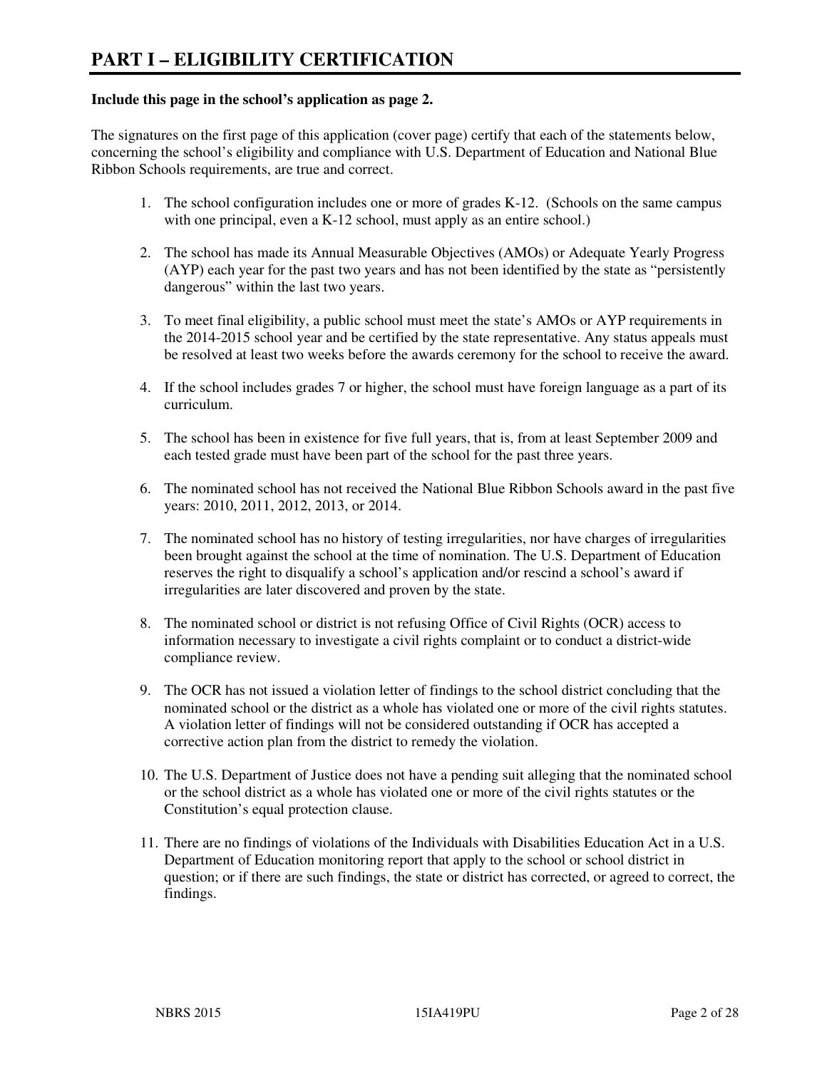# PART I – ELIGIBILITY CERTIFICATION

**Include this page in the school's application as page 2.**

The signatures on the first page of this application (cover page) certify that each of the statements below, concerning the school's eligibility and compliance with U.S. Department of Education and National Blue Ribbon Schools requirements, are true and correct.

1. The school configuration includes one or more of grades K-12. (Schools on the same campus with one principal, even a K-12 school, must apply as an entire school.)

2. The school has made its Annual Measurable Objectives (AMOs) or Adequate Yearly Progress (AYP) each year for the past two years and has not been identified by the state as "persistently dangerous" within the last two years.

3. To meet final eligibility, a public school must meet the state's AMOs or AYP requirements in the 2014-2015 school year and be certified by the state representative. Any status appeals must be resolved at least two weeks before the awards ceremony for the school to receive the award.

4. If the school includes grades 7 or higher, the school must have foreign language as a part of its curriculum.

5. The school has been in existence for five full years, that is, from at least September 2009 and each tested grade must have been part of the school for the past three years.

6. The nominated school has not received the National Blue Ribbon Schools award in the past five years: 2010, 2011, 2012, 2013, or 2014.

7. The nominated school has no history of testing irregularities, nor have charges of irregularities been brought against the school at the time of nomination. The U.S. Department of Education reserves the right to disqualify a school's application and/or rescind a school's award if irregularities are later discovered and proven by the state.

8. The nominated school or district is not refusing Office of Civil Rights (OCR) access to information necessary to investigate a civil rights complaint or to conduct a district-wide compliance review.

9. The OCR has not issued a violation letter of findings to the school district concluding that the nominated school or the district as a whole has violated one or more of the civil rights statutes. A violation letter of findings will not be considered outstanding if OCR has accepted a corrective action plan from the district to remedy the violation.

10. The U.S. Department of Justice does not have a pending suit alleging that the nominated school or the school district as a whole has violated one or more of the civil rights statutes or the Constitution's equal protection clause.

11. There are no findings of violations of the Individuals with Disabilities Education Act in a U.S. Department of Education monitoring report that apply to the school or school district in question; or if there are such findings, the state or district has corrected, or agreed to correct, the findings.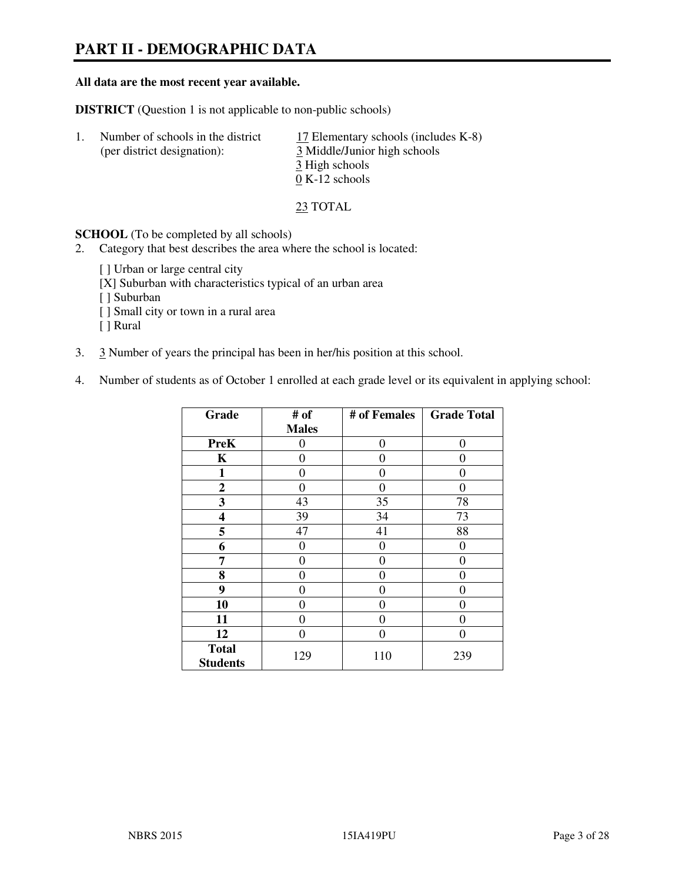# PART II - DEMOGRAPHIC DATA

**All data are the most recent year available.**

**DISTRICT** (Question 1 is not applicable to non-public schools)

1. Number of schools in the district (per district designation):
   - 17 Elementary schools (includes K-8)
   - 3 Middle/Junior high schools
   - 3 High schools
   - 0 K-12 schools

   23 TOTAL

**SCHOOL** (To be completed by all schools)

2. Category that best describes the area where the school is located:

   [ ] Urban or large central city
   [X] Suburban with characteristics typical of an urban area
   [ ] Suburban
   [ ] Small city or town in a rural area
   [ ] Rural

3. 3 Number of years the principal has been in her/his position at this school.

4. Number of students as of October 1 enrolled at each grade level or its equivalent in applying school:

| Grade | # of Males | # of Females | Grade Total |
|---|---|---|---|
| **PreK** | 0 | 0 | 0 |
| **K** | 0 | 0 | 0 |
| **1** | 0 | 0 | 0 |
| **2** | 0 | 0 | 0 |
| **3** | 43 | 35 | 78 |
| **4** | 39 | 34 | 73 |
| **5** | 47 | 41 | 88 |
| **6** | 0 | 0 | 0 |
| **7** | 0 | 0 | 0 |
| **8** | 0 | 0 | 0 |
| **9** | 0 | 0 | 0 |
| **10** | 0 | 0 | 0 |
| **11** | 0 | 0 | 0 |
| **12** | 0 | 0 | 0 |
| **Total Students** | 129 | 110 | 239 |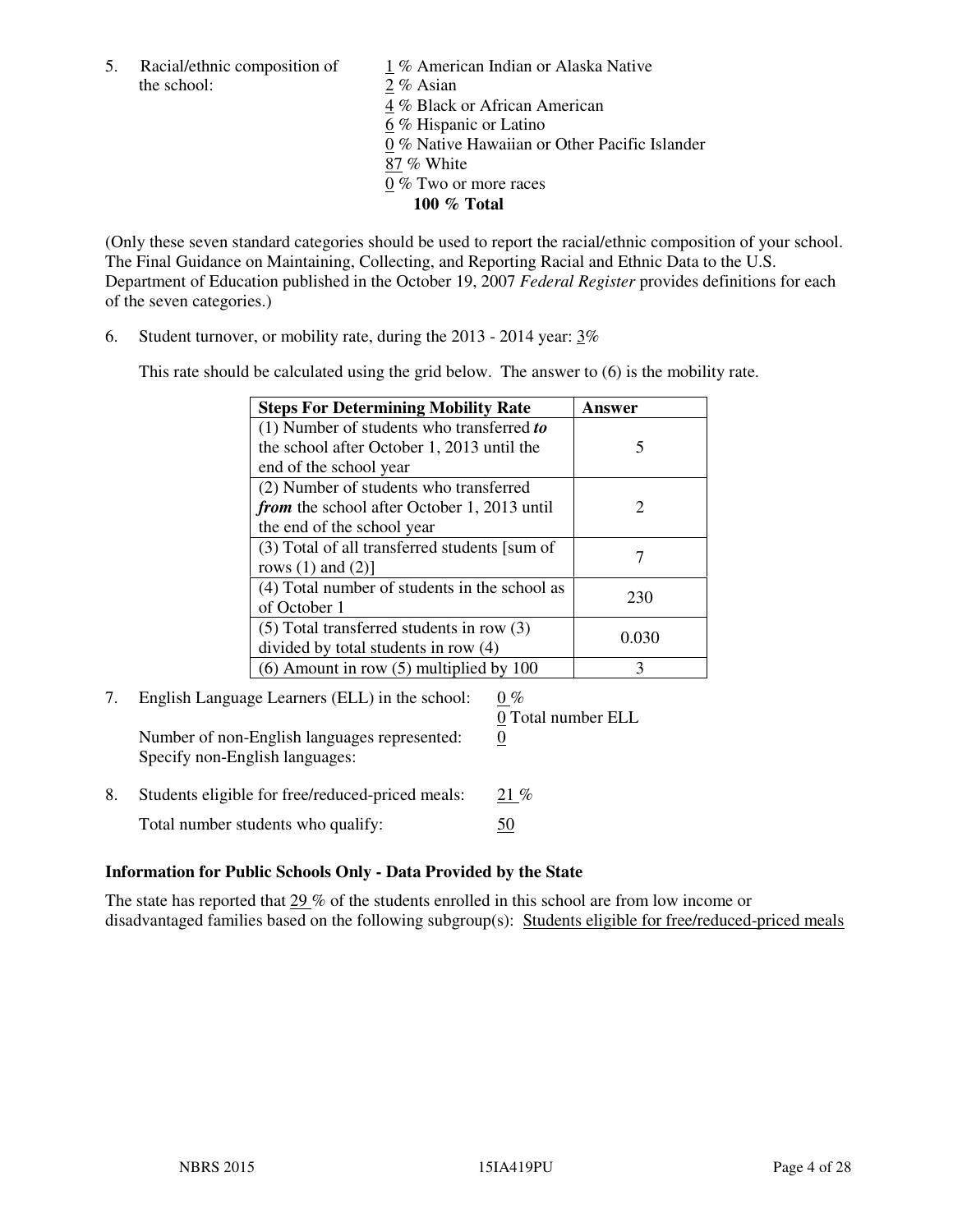5. Racial/ethnic composition of the school:

1 % American Indian or Alaska Native
2 % Asian
4 % Black or African American
6 % Hispanic or Latino
0 % Native Hawaiian or Other Pacific Islander
87 % White
0 % Two or more races
**100 % Total**

(Only these seven standard categories should be used to report the racial/ethnic composition of your school. The Final Guidance on Maintaining, Collecting, and Reporting Racial and Ethnic Data to the U.S. Department of Education published in the October 19, 2007 *Federal Register* provides definitions for each of the seven categories.)

6. Student turnover, or mobility rate, during the 2013 - 2014 year: 3%

This rate should be calculated using the grid below. The answer to (6) is the mobility rate.

| **Steps For Determining Mobility Rate** | **Answer** |
|---|---|
| (1) Number of students who transferred ***to*** the school after October 1, 2013 until the end of the school year | 5 |
| (2) Number of students who transferred ***from*** the school after October 1, 2013 until the end of the school year | 2 |
| (3) Total of all transferred students [sum of rows (1) and (2)] | 7 |
| (4) Total number of students in the school as of October 1 | 230 |
| (5) Total transferred students in row (3) divided by total students in row (4) | 0.030 |
| (6) Amount in row (5) multiplied by 100 | 3 |

7. English Language Learners (ELL) in the school: 0 %
0 Total number ELL
Number of non-English languages represented: 0
Specify non-English languages:

8. Students eligible for free/reduced-priced meals: 21 %
Total number students who qualify: 50

### Information for Public Schools Only - Data Provided by the State

The state has reported that 29 % of the students enrolled in this school are from low income or disadvantaged families based on the following subgroup(s): Students eligible for free/reduced-priced meals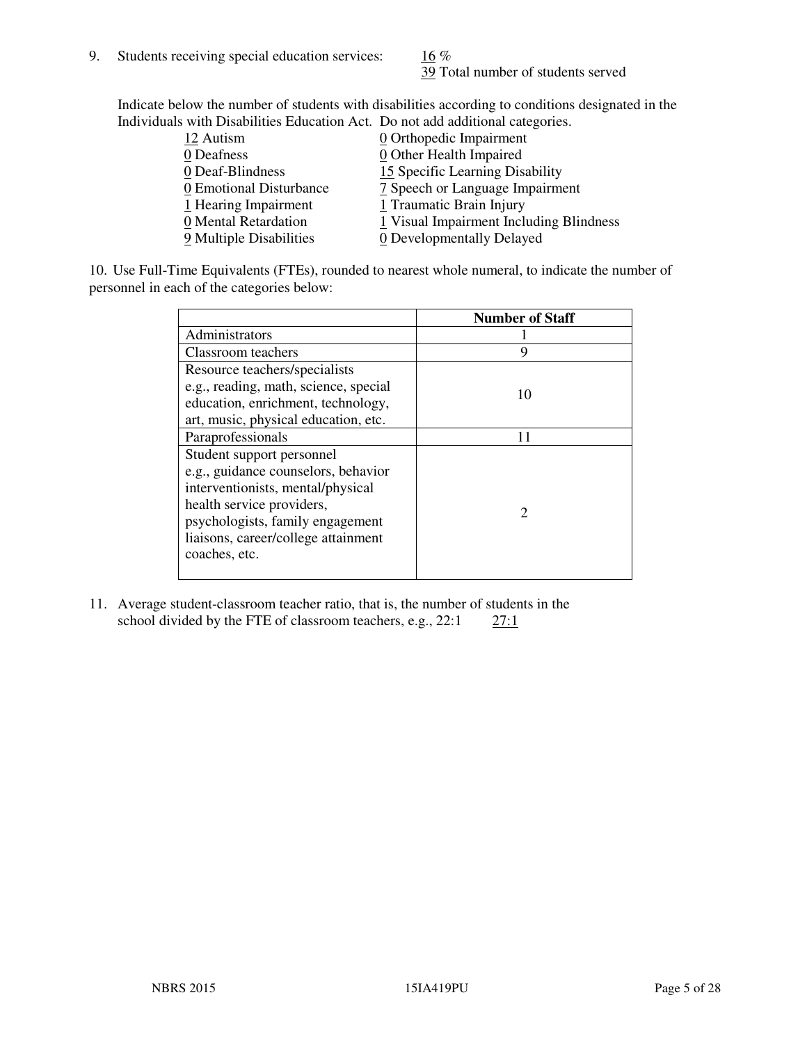9. Students receiving special education services: 16 %
   39 Total number of students served

Indicate below the number of students with disabilities according to conditions designated in the Individuals with Disabilities Education Act. Do not add additional categories.

| | |
|---|---|
| 12 Autism | 0 Orthopedic Impairment |
| 0 Deafness | 0 Other Health Impaired |
| 0 Deaf-Blindness | 15 Specific Learning Disability |
| 0 Emotional Disturbance | 7 Speech or Language Impairment |
| 1 Hearing Impairment | 1 Traumatic Brain Injury |
| 0 Mental Retardation | 1 Visual Impairment Including Blindness |
| 9 Multiple Disabilities | 0 Developmentally Delayed |

10. Use Full-Time Equivalents (FTEs), rounded to nearest whole numeral, to indicate the number of personnel in each of the categories below:

| | Number of Staff |
|---|---|
| Administrators | 1 |
| Classroom teachers | 9 |
| Resource teachers/specialists e.g., reading, math, science, special education, enrichment, technology, art, music, physical education, etc. | 10 |
| Paraprofessionals | 11 |
| Student support personnel e.g., guidance counselors, behavior interventionists, mental/physical health service providers, psychologists, family engagement liaisons, career/college attainment coaches, etc. | 2 |

11. Average student-classroom teacher ratio, that is, the number of students in the school divided by the FTE of classroom teachers, e.g., 22:1 27:1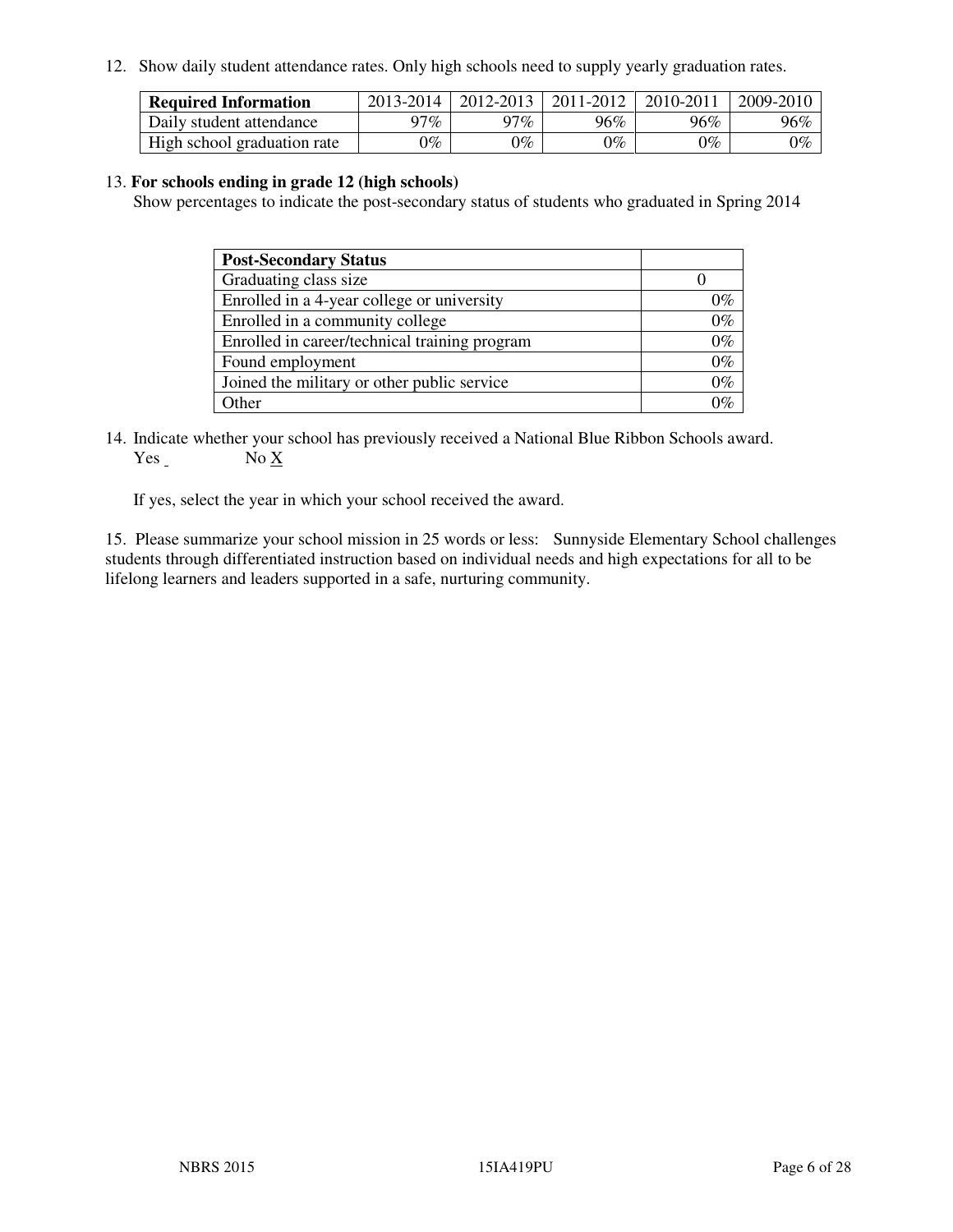12. Show daily student attendance rates. Only high schools need to supply yearly graduation rates.

| **Required Information** | 2013-2014 | 2012-2013 | 2011-2012 | 2010-2011 | 2009-2010 |
|---|---|---|---|---|---|
| Daily student attendance | 97% | 97% | 96% | 96% | 96% |
| High school graduation rate | 0% | 0% | 0% | 0% | 0% |

13. **For schools ending in grade 12 (high schools)**
Show percentages to indicate the post-secondary status of students who graduated in Spring 2014

| **Post-Secondary Status** | |
|---|---|
| Graduating class size | 0 |
| Enrolled in a 4-year college or university | 0% |
| Enrolled in a community college | 0% |
| Enrolled in career/technical training program | 0% |
| Found employment | 0% |
| Joined the military or other public service | 0% |
| Other | 0% |

14. Indicate whether your school has previously received a National Blue Ribbon Schools award.
Yes _ No X

If yes, select the year in which your school received the award.

15. Please summarize your school mission in 25 words or less: Sunnyside Elementary School challenges students through differentiated instruction based on individual needs and high expectations for all to be lifelong learners and leaders supported in a safe, nurturing community.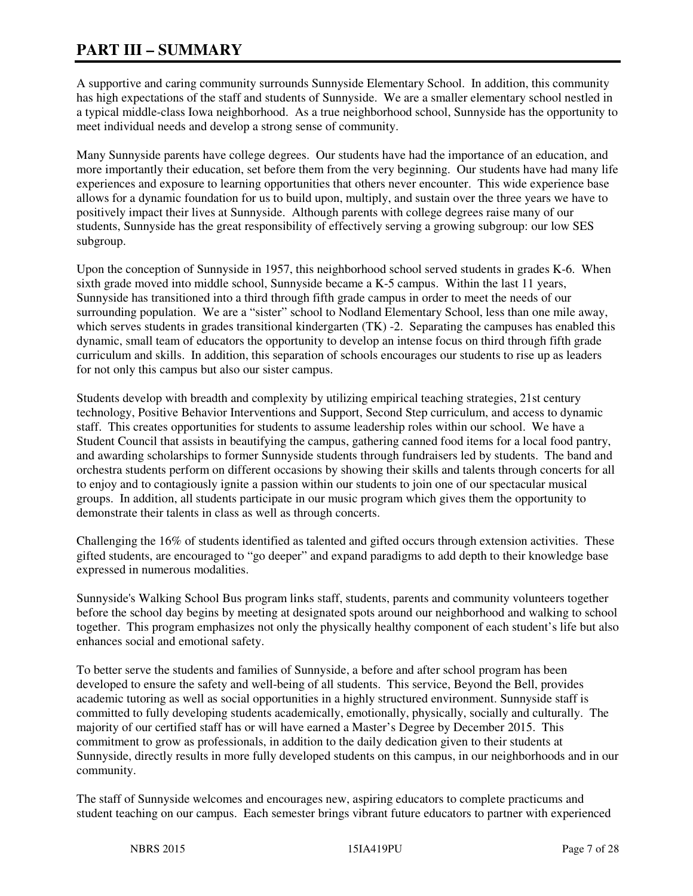# PART III – SUMMARY

A supportive and caring community surrounds Sunnyside Elementary School. In addition, this community has high expectations of the staff and students of Sunnyside. We are a smaller elementary school nestled in a typical middle-class Iowa neighborhood. As a true neighborhood school, Sunnyside has the opportunity to meet individual needs and develop a strong sense of community.

Many Sunnyside parents have college degrees. Our students have had the importance of an education, and more importantly their education, set before them from the very beginning. Our students have had many life experiences and exposure to learning opportunities that others never encounter. This wide experience base allows for a dynamic foundation for us to build upon, multiply, and sustain over the three years we have to positively impact their lives at Sunnyside. Although parents with college degrees raise many of our students, Sunnyside has the great responsibility of effectively serving a growing subgroup: our low SES subgroup.

Upon the conception of Sunnyside in 1957, this neighborhood school served students in grades K-6. When sixth grade moved into middle school, Sunnyside became a K-5 campus. Within the last 11 years, Sunnyside has transitioned into a third through fifth grade campus in order to meet the needs of our surrounding population. We are a "sister" school to Nodland Elementary School, less than one mile away, which serves students in grades transitional kindergarten (TK) -2. Separating the campuses has enabled this dynamic, small team of educators the opportunity to develop an intense focus on third through fifth grade curriculum and skills. In addition, this separation of schools encourages our students to rise up as leaders for not only this campus but also our sister campus.

Students develop with breadth and complexity by utilizing empirical teaching strategies, 21st century technology, Positive Behavior Interventions and Support, Second Step curriculum, and access to dynamic staff. This creates opportunities for students to assume leadership roles within our school. We have a Student Council that assists in beautifying the campus, gathering canned food items for a local food pantry, and awarding scholarships to former Sunnyside students through fundraisers led by students. The band and orchestra students perform on different occasions by showing their skills and talents through concerts for all to enjoy and to contagiously ignite a passion within our students to join one of our spectacular musical groups. In addition, all students participate in our music program which gives them the opportunity to demonstrate their talents in class as well as through concerts.

Challenging the 16% of students identified as talented and gifted occurs through extension activities. These gifted students, are encouraged to "go deeper" and expand paradigms to add depth to their knowledge base expressed in numerous modalities.

Sunnyside's Walking School Bus program links staff, students, parents and community volunteers together before the school day begins by meeting at designated spots around our neighborhood and walking to school together. This program emphasizes not only the physically healthy component of each student's life but also enhances social and emotional safety.

To better serve the students and families of Sunnyside, a before and after school program has been developed to ensure the safety and well-being of all students. This service, Beyond the Bell, provides academic tutoring as well as social opportunities in a highly structured environment. Sunnyside staff is committed to fully developing students academically, emotionally, physically, socially and culturally. The majority of our certified staff has or will have earned a Master's Degree by December 2015. This commitment to grow as professionals, in addition to the daily dedication given to their students at Sunnyside, directly results in more fully developed students on this campus, in our neighborhoods and in our community.

The staff of Sunnyside welcomes and encourages new, aspiring educators to complete practicums and student teaching on our campus. Each semester brings vibrant future educators to partner with experienced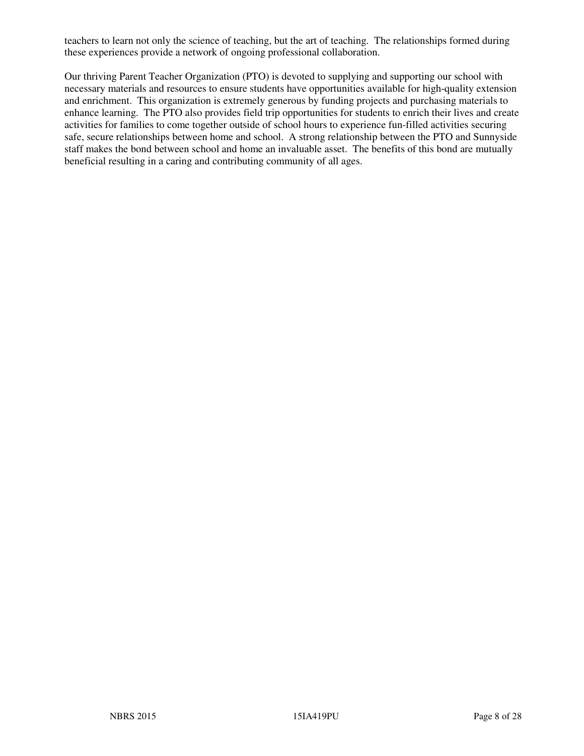teachers to learn not only the science of teaching, but the art of teaching. The relationships formed during these experiences provide a network of ongoing professional collaboration.

Our thriving Parent Teacher Organization (PTO) is devoted to supplying and supporting our school with necessary materials and resources to ensure students have opportunities available for high-quality extension and enrichment. This organization is extremely generous by funding projects and purchasing materials to enhance learning. The PTO also provides field trip opportunities for students to enrich their lives and create activities for families to come together outside of school hours to experience fun-filled activities securing safe, secure relationships between home and school. A strong relationship between the PTO and Sunnyside staff makes the bond between school and home an invaluable asset. The benefits of this bond are mutually beneficial resulting in a caring and contributing community of all ages.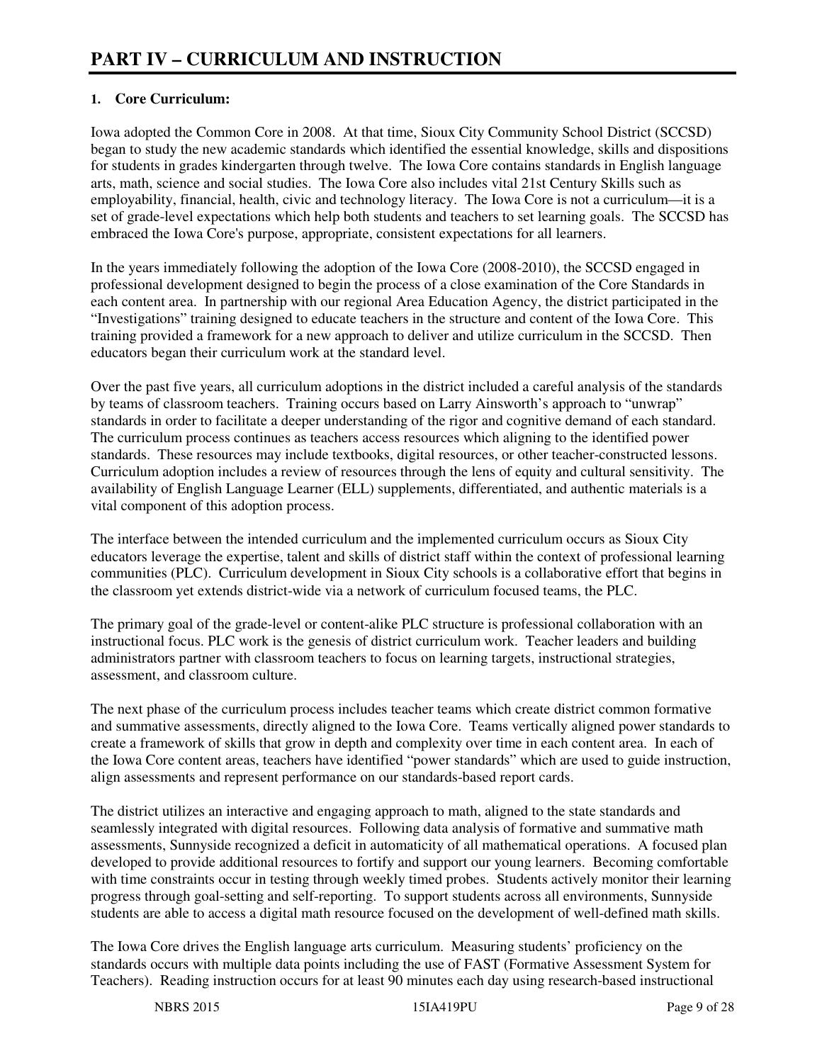# PART IV – CURRICULUM AND INSTRUCTION

**1. Core Curriculum:**

Iowa adopted the Common Core in 2008. At that time, Sioux City Community School District (SCCSD) began to study the new academic standards which identified the essential knowledge, skills and dispositions for students in grades kindergarten through twelve. The Iowa Core contains standards in English language arts, math, science and social studies. The Iowa Core also includes vital 21st Century Skills such as employability, financial, health, civic and technology literacy. The Iowa Core is not a curriculum—it is a set of grade-level expectations which help both students and teachers to set learning goals. The SCCSD has embraced the Iowa Core's purpose, appropriate, consistent expectations for all learners.

In the years immediately following the adoption of the Iowa Core (2008-2010), the SCCSD engaged in professional development designed to begin the process of a close examination of the Core Standards in each content area. In partnership with our regional Area Education Agency, the district participated in the "Investigations" training designed to educate teachers in the structure and content of the Iowa Core. This training provided a framework for a new approach to deliver and utilize curriculum in the SCCSD. Then educators began their curriculum work at the standard level.

Over the past five years, all curriculum adoptions in the district included a careful analysis of the standards by teams of classroom teachers. Training occurs based on Larry Ainsworth's approach to "unwrap" standards in order to facilitate a deeper understanding of the rigor and cognitive demand of each standard. The curriculum process continues as teachers access resources which aligning to the identified power standards. These resources may include textbooks, digital resources, or other teacher-constructed lessons. Curriculum adoption includes a review of resources through the lens of equity and cultural sensitivity. The availability of English Language Learner (ELL) supplements, differentiated, and authentic materials is a vital component of this adoption process.

The interface between the intended curriculum and the implemented curriculum occurs as Sioux City educators leverage the expertise, talent and skills of district staff within the context of professional learning communities (PLC). Curriculum development in Sioux City schools is a collaborative effort that begins in the classroom yet extends district-wide via a network of curriculum focused teams, the PLC.

The primary goal of the grade-level or content-alike PLC structure is professional collaboration with an instructional focus. PLC work is the genesis of district curriculum work. Teacher leaders and building administrators partner with classroom teachers to focus on learning targets, instructional strategies, assessment, and classroom culture.

The next phase of the curriculum process includes teacher teams which create district common formative and summative assessments, directly aligned to the Iowa Core. Teams vertically aligned power standards to create a framework of skills that grow in depth and complexity over time in each content area. In each of the Iowa Core content areas, teachers have identified "power standards" which are used to guide instruction, align assessments and represent performance on our standards-based report cards.

The district utilizes an interactive and engaging approach to math, aligned to the state standards and seamlessly integrated with digital resources. Following data analysis of formative and summative math assessments, Sunnyside recognized a deficit in automaticity of all mathematical operations. A focused plan developed to provide additional resources to fortify and support our young learners. Becoming comfortable with time constraints occur in testing through weekly timed probes. Students actively monitor their learning progress through goal-setting and self-reporting. To support students across all environments, Sunnyside students are able to access a digital math resource focused on the development of well-defined math skills.

The Iowa Core drives the English language arts curriculum. Measuring students' proficiency on the standards occurs with multiple data points including the use of FAST (Formative Assessment System for Teachers). Reading instruction occurs for at least 90 minutes each day using research-based instructional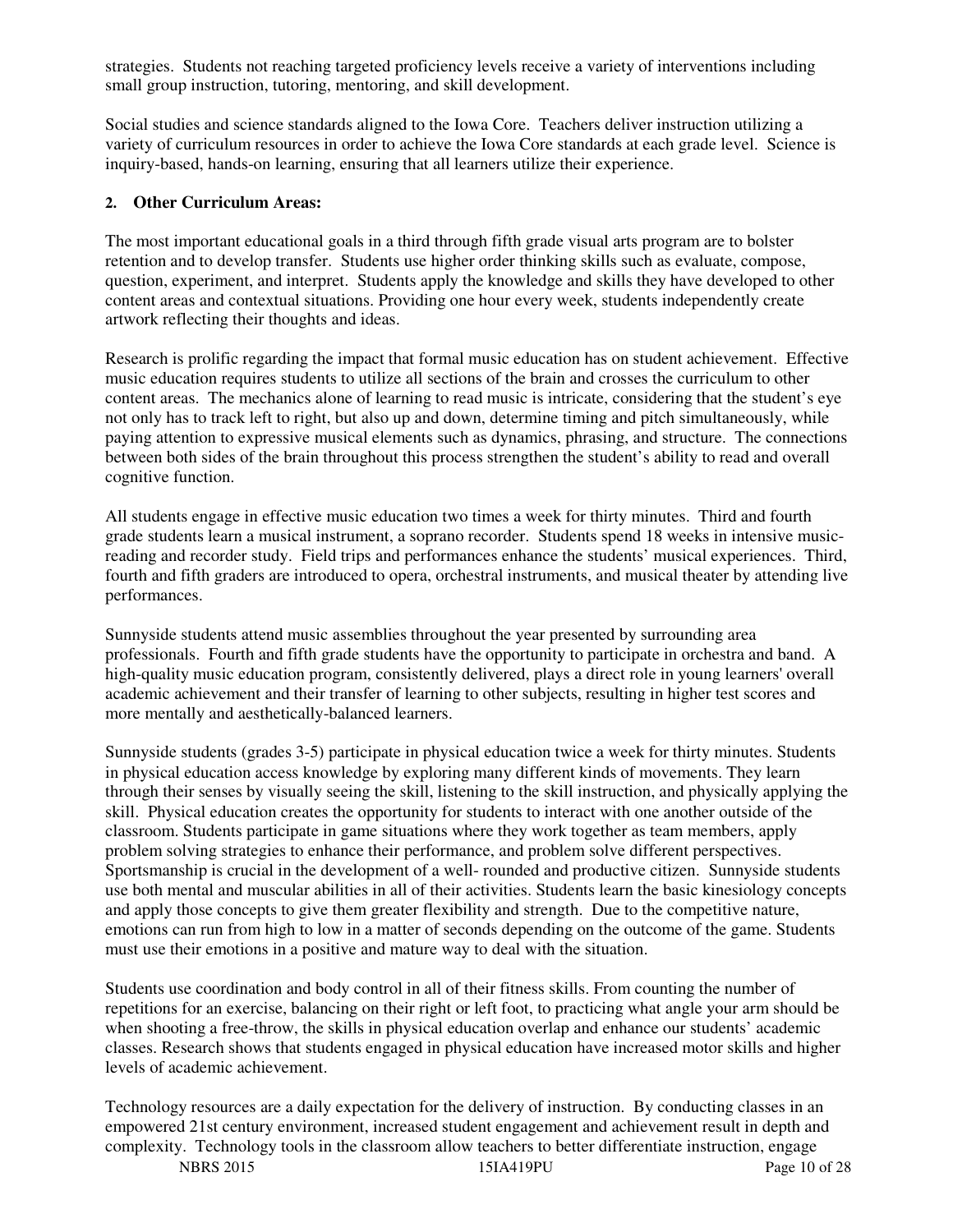strategies. Students not reaching targeted proficiency levels receive a variety of interventions including small group instruction, tutoring, mentoring, and skill development.

Social studies and science standards aligned to the Iowa Core. Teachers deliver instruction utilizing a variety of curriculum resources in order to achieve the Iowa Core standards at each grade level. Science is inquiry-based, hands-on learning, ensuring that all learners utilize their experience.

**2. Other Curriculum Areas:**

The most important educational goals in a third through fifth grade visual arts program are to bolster retention and to develop transfer. Students use higher order thinking skills such as evaluate, compose, question, experiment, and interpret. Students apply the knowledge and skills they have developed to other content areas and contextual situations. Providing one hour every week, students independently create artwork reflecting their thoughts and ideas.

Research is prolific regarding the impact that formal music education has on student achievement. Effective music education requires students to utilize all sections of the brain and crosses the curriculum to other content areas. The mechanics alone of learning to read music is intricate, considering that the student's eye not only has to track left to right, but also up and down, determine timing and pitch simultaneously, while paying attention to expressive musical elements such as dynamics, phrasing, and structure. The connections between both sides of the brain throughout this process strengthen the student's ability to read and overall cognitive function.

All students engage in effective music education two times a week for thirty minutes. Third and fourth grade students learn a musical instrument, a soprano recorder. Students spend 18 weeks in intensive music-reading and recorder study. Field trips and performances enhance the students' musical experiences. Third, fourth and fifth graders are introduced to opera, orchestral instruments, and musical theater by attending live performances.

Sunnyside students attend music assemblies throughout the year presented by surrounding area professionals. Fourth and fifth grade students have the opportunity to participate in orchestra and band. A high-quality music education program, consistently delivered, plays a direct role in young learners' overall academic achievement and their transfer of learning to other subjects, resulting in higher test scores and more mentally and aesthetically-balanced learners.

Sunnyside students (grades 3-5) participate in physical education twice a week for thirty minutes. Students in physical education access knowledge by exploring many different kinds of movements. They learn through their senses by visually seeing the skill, listening to the skill instruction, and physically applying the skill. Physical education creates the opportunity for students to interact with one another outside of the classroom. Students participate in game situations where they work together as team members, apply problem solving strategies to enhance their performance, and problem solve different perspectives. Sportsmanship is crucial in the development of a well- rounded and productive citizen. Sunnyside students use both mental and muscular abilities in all of their activities. Students learn the basic kinesiology concepts and apply those concepts to give them greater flexibility and strength. Due to the competitive nature, emotions can run from high to low in a matter of seconds depending on the outcome of the game. Students must use their emotions in a positive and mature way to deal with the situation.

Students use coordination and body control in all of their fitness skills. From counting the number of repetitions for an exercise, balancing on their right or left foot, to practicing what angle your arm should be when shooting a free-throw, the skills in physical education overlap and enhance our students' academic classes. Research shows that students engaged in physical education have increased motor skills and higher levels of academic achievement.

Technology resources are a daily expectation for the delivery of instruction. By conducting classes in an empowered 21st century environment, increased student engagement and achievement result in depth and complexity. Technology tools in the classroom allow teachers to better differentiate instruction, engage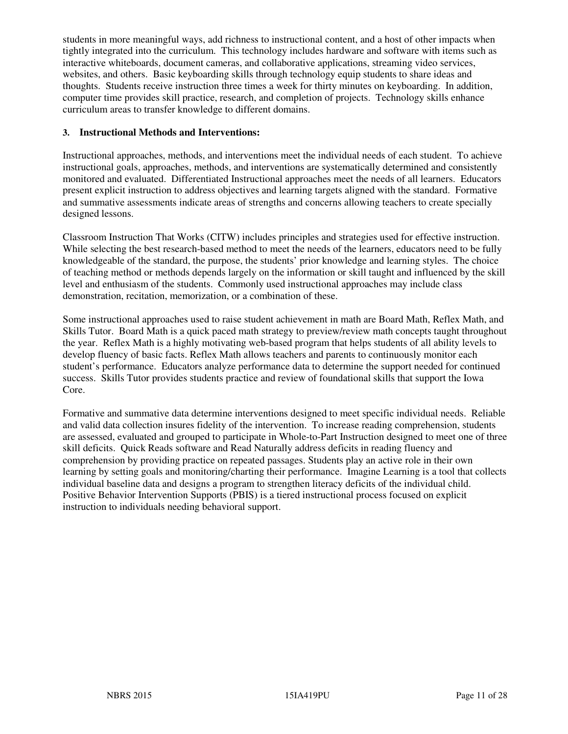students in more meaningful ways, add richness to instructional content, and a host of other impacts when tightly integrated into the curriculum. This technology includes hardware and software with items such as interactive whiteboards, document cameras, and collaborative applications, streaming video services, websites, and others. Basic keyboarding skills through technology equip students to share ideas and thoughts. Students receive instruction three times a week for thirty minutes on keyboarding. In addition, computer time provides skill practice, research, and completion of projects. Technology skills enhance curriculum areas to transfer knowledge to different domains.

**3. Instructional Methods and Interventions:**

Instructional approaches, methods, and interventions meet the individual needs of each student. To achieve instructional goals, approaches, methods, and interventions are systematically determined and consistently monitored and evaluated. Differentiated Instructional approaches meet the needs of all learners. Educators present explicit instruction to address objectives and learning targets aligned with the standard. Formative and summative assessments indicate areas of strengths and concerns allowing teachers to create specially designed lessons.

Classroom Instruction That Works (CITW) includes principles and strategies used for effective instruction. While selecting the best research-based method to meet the needs of the learners, educators need to be fully knowledgeable of the standard, the purpose, the students' prior knowledge and learning styles. The choice of teaching method or methods depends largely on the information or skill taught and influenced by the skill level and enthusiasm of the students. Commonly used instructional approaches may include class demonstration, recitation, memorization, or a combination of these.

Some instructional approaches used to raise student achievement in math are Board Math, Reflex Math, and Skills Tutor. Board Math is a quick paced math strategy to preview/review math concepts taught throughout the year. Reflex Math is a highly motivating web-based program that helps students of all ability levels to develop fluency of basic facts. Reflex Math allows teachers and parents to continuously monitor each student's performance. Educators analyze performance data to determine the support needed for continued success. Skills Tutor provides students practice and review of foundational skills that support the Iowa Core.

Formative and summative data determine interventions designed to meet specific individual needs. Reliable and valid data collection insures fidelity of the intervention. To increase reading comprehension, students are assessed, evaluated and grouped to participate in Whole-to-Part Instruction designed to meet one of three skill deficits. Quick Reads software and Read Naturally address deficits in reading fluency and comprehension by providing practice on repeated passages. Students play an active role in their own learning by setting goals and monitoring/charting their performance. Imagine Learning is a tool that collects individual baseline data and designs a program to strengthen literacy deficits of the individual child. Positive Behavior Intervention Supports (PBIS) is a tiered instructional process focused on explicit instruction to individuals needing behavioral support.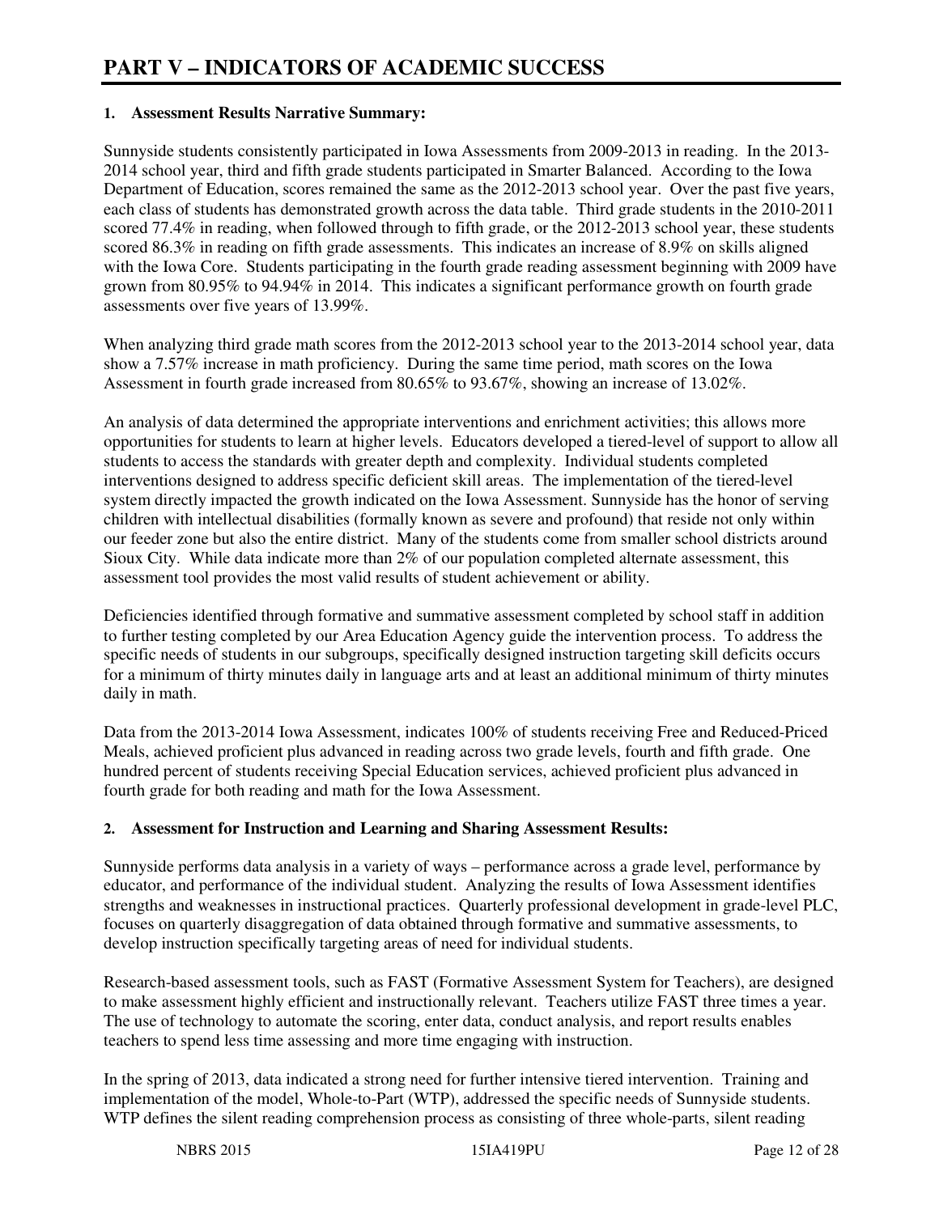## PART V – INDICATORS OF ACADEMIC SUCCESS

### 1. Assessment Results Narrative Summary:

Sunnyside students consistently participated in Iowa Assessments from 2009-2013 in reading. In the 2013-2014 school year, third and fifth grade students participated in Smarter Balanced. According to the Iowa Department of Education, scores remained the same as the 2012-2013 school year. Over the past five years, each class of students has demonstrated growth across the data table. Third grade students in the 2010-2011 scored 77.4% in reading, when followed through to fifth grade, or the 2012-2013 school year, these students scored 86.3% in reading on fifth grade assessments. This indicates an increase of 8.9% on skills aligned with the Iowa Core. Students participating in the fourth grade reading assessment beginning with 2009 have grown from 80.95% to 94.94% in 2014. This indicates a significant performance growth on fourth grade assessments over five years of 13.99%.

When analyzing third grade math scores from the 2012-2013 school year to the 2013-2014 school year, data show a 7.57% increase in math proficiency. During the same time period, math scores on the Iowa Assessment in fourth grade increased from 80.65% to 93.67%, showing an increase of 13.02%.

An analysis of data determined the appropriate interventions and enrichment activities; this allows more opportunities for students to learn at higher levels. Educators developed a tiered-level of support to allow all students to access the standards with greater depth and complexity. Individual students completed interventions designed to address specific deficient skill areas. The implementation of the tiered-level system directly impacted the growth indicated on the Iowa Assessment. Sunnyside has the honor of serving children with intellectual disabilities (formally known as severe and profound) that reside not only within our feeder zone but also the entire district. Many of the students come from smaller school districts around Sioux City. While data indicate more than 2% of our population completed alternate assessment, this assessment tool provides the most valid results of student achievement or ability.

Deficiencies identified through formative and summative assessment completed by school staff in addition to further testing completed by our Area Education Agency guide the intervention process. To address the specific needs of students in our subgroups, specifically designed instruction targeting skill deficits occurs for a minimum of thirty minutes daily in language arts and at least an additional minimum of thirty minutes daily in math.

Data from the 2013-2014 Iowa Assessment, indicates 100% of students receiving Free and Reduced-Priced Meals, achieved proficient plus advanced in reading across two grade levels, fourth and fifth grade. One hundred percent of students receiving Special Education services, achieved proficient plus advanced in fourth grade for both reading and math for the Iowa Assessment.

### 2. Assessment for Instruction and Learning and Sharing Assessment Results:

Sunnyside performs data analysis in a variety of ways – performance across a grade level, performance by educator, and performance of the individual student. Analyzing the results of Iowa Assessment identifies strengths and weaknesses in instructional practices. Quarterly professional development in grade-level PLC, focuses on quarterly disaggregation of data obtained through formative and summative assessments, to develop instruction specifically targeting areas of need for individual students.

Research-based assessment tools, such as FAST (Formative Assessment System for Teachers), are designed to make assessment highly efficient and instructionally relevant. Teachers utilize FAST three times a year. The use of technology to automate the scoring, enter data, conduct analysis, and report results enables teachers to spend less time assessing and more time engaging with instruction.

In the spring of 2013, data indicated a strong need for further intensive tiered intervention. Training and implementation of the model, Whole-to-Part (WTP), addressed the specific needs of Sunnyside students. WTP defines the silent reading comprehension process as consisting of three whole-parts, silent reading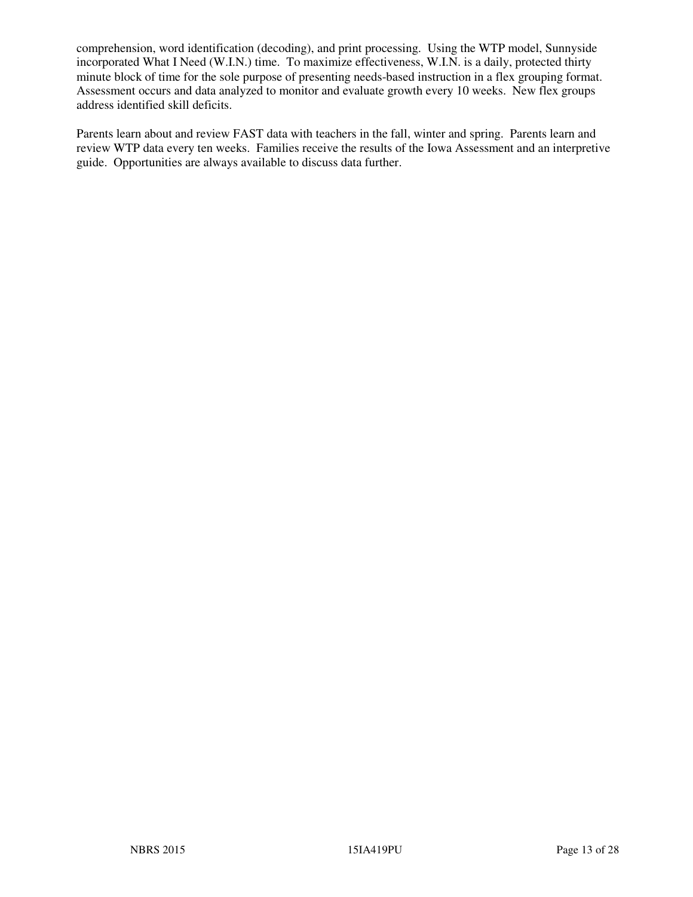comprehension, word identification (decoding), and print processing. Using the WTP model, Sunnyside incorporated What I Need (W.I.N.) time. To maximize effectiveness, W.I.N. is a daily, protected thirty minute block of time for the sole purpose of presenting needs-based instruction in a flex grouping format. Assessment occurs and data analyzed to monitor and evaluate growth every 10 weeks. New flex groups address identified skill deficits.

Parents learn about and review FAST data with teachers in the fall, winter and spring. Parents learn and review WTP data every ten weeks. Families receive the results of the Iowa Assessment and an interpretive guide. Opportunities are always available to discuss data further.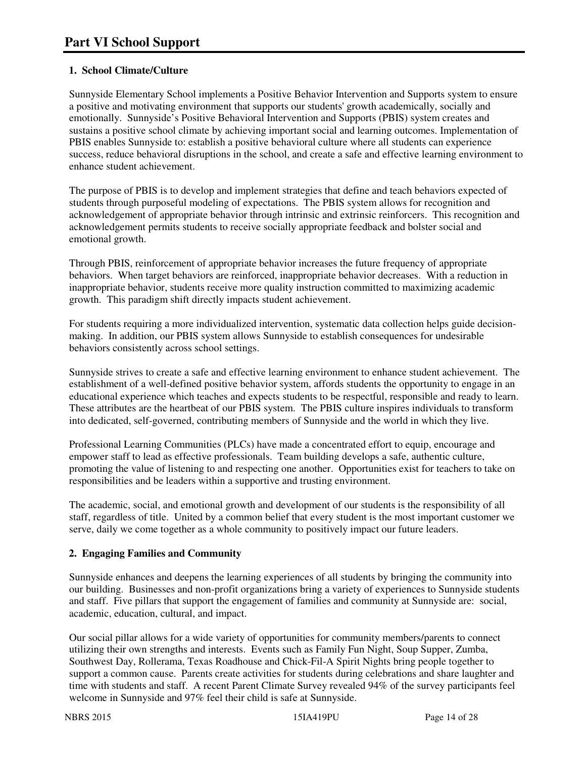# Part VI School Support

## 1. School Climate/Culture

Sunnyside Elementary School implements a Positive Behavior Intervention and Supports system to ensure a positive and motivating environment that supports our students' growth academically, socially and emotionally. Sunnyside's Positive Behavioral Intervention and Supports (PBIS) system creates and sustains a positive school climate by achieving important social and learning outcomes. Implementation of PBIS enables Sunnyside to: establish a positive behavioral culture where all students can experience success, reduce behavioral disruptions in the school, and create a safe and effective learning environment to enhance student achievement.

The purpose of PBIS is to develop and implement strategies that define and teach behaviors expected of students through purposeful modeling of expectations. The PBIS system allows for recognition and acknowledgement of appropriate behavior through intrinsic and extrinsic reinforcers. This recognition and acknowledgement permits students to receive socially appropriate feedback and bolster social and emotional growth.

Through PBIS, reinforcement of appropriate behavior increases the future frequency of appropriate behaviors. When target behaviors are reinforced, inappropriate behavior decreases. With a reduction in inappropriate behavior, students receive more quality instruction committed to maximizing academic growth. This paradigm shift directly impacts student achievement.

For students requiring a more individualized intervention, systematic data collection helps guide decision-making. In addition, our PBIS system allows Sunnyside to establish consequences for undesirable behaviors consistently across school settings.

Sunnyside strives to create a safe and effective learning environment to enhance student achievement. The establishment of a well-defined positive behavior system, affords students the opportunity to engage in an educational experience which teaches and expects students to be respectful, responsible and ready to learn. These attributes are the heartbeat of our PBIS system. The PBIS culture inspires individuals to transform into dedicated, self-governed, contributing members of Sunnyside and the world in which they live.

Professional Learning Communities (PLCs) have made a concentrated effort to equip, encourage and empower staff to lead as effective professionals. Team building develops a safe, authentic culture, promoting the value of listening to and respecting one another. Opportunities exist for teachers to take on responsibilities and be leaders within a supportive and trusting environment.

The academic, social, and emotional growth and development of our students is the responsibility of all staff, regardless of title. United by a common belief that every student is the most important customer we serve, daily we come together as a whole community to positively impact our future leaders.

## 2. Engaging Families and Community

Sunnyside enhances and deepens the learning experiences of all students by bringing the community into our building. Businesses and non-profit organizations bring a variety of experiences to Sunnyside students and staff. Five pillars that support the engagement of families and community at Sunnyside are: social, academic, education, cultural, and impact.

Our social pillar allows for a wide variety of opportunities for community members/parents to connect utilizing their own strengths and interests. Events such as Family Fun Night, Soup Supper, Zumba, Southwest Day, Rollerama, Texas Roadhouse and Chick-Fil-A Spirit Nights bring people together to support a common cause. Parents create activities for students during celebrations and share laughter and time with students and staff. A recent Parent Climate Survey revealed 94% of the survey participants feel welcome in Sunnyside and 97% feel their child is safe at Sunnyside.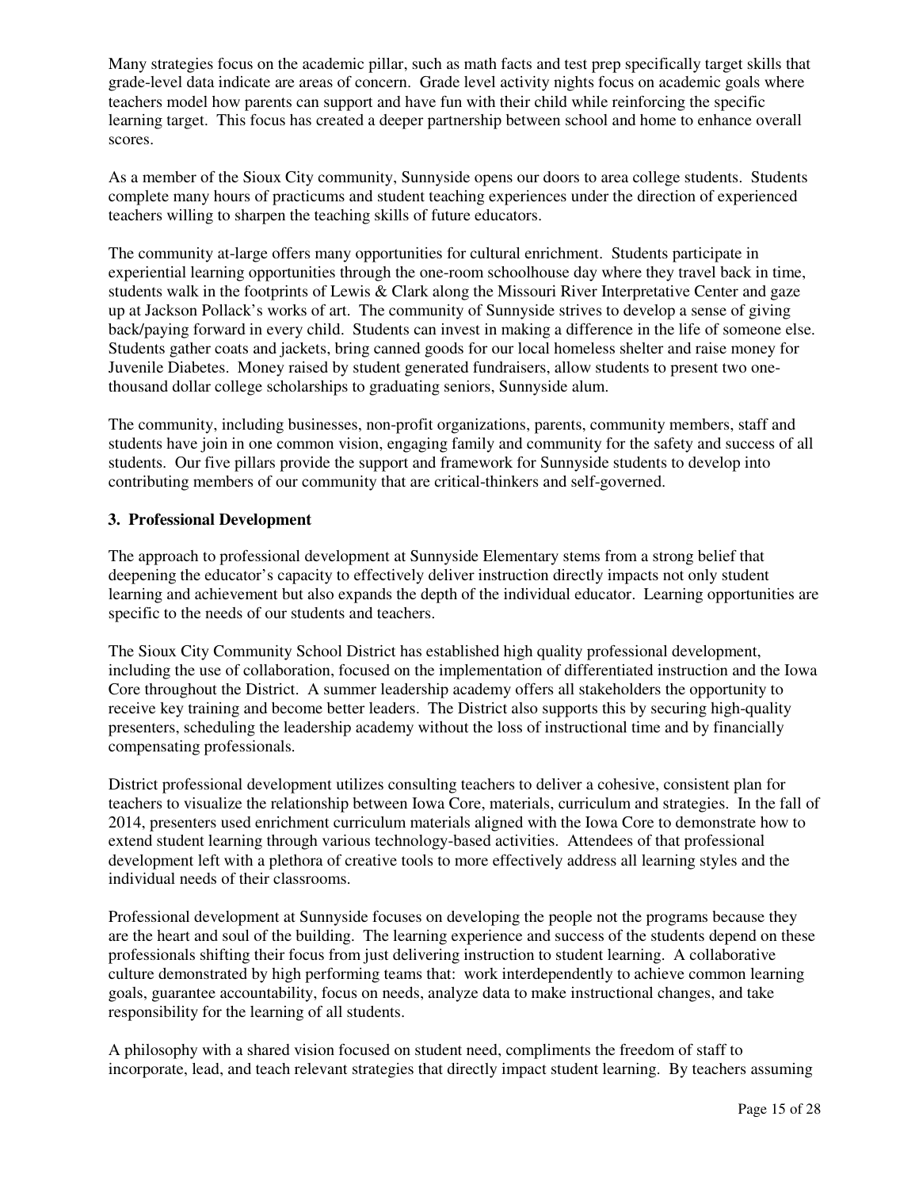Many strategies focus on the academic pillar, such as math facts and test prep specifically target skills that grade-level data indicate are areas of concern. Grade level activity nights focus on academic goals where teachers model how parents can support and have fun with their child while reinforcing the specific learning target. This focus has created a deeper partnership between school and home to enhance overall scores.

As a member of the Sioux City community, Sunnyside opens our doors to area college students. Students complete many hours of practicums and student teaching experiences under the direction of experienced teachers willing to sharpen the teaching skills of future educators.

The community at-large offers many opportunities for cultural enrichment. Students participate in experiential learning opportunities through the one-room schoolhouse day where they travel back in time, students walk in the footprints of Lewis & Clark along the Missouri River Interpretative Center and gaze up at Jackson Pollack's works of art. The community of Sunnyside strives to develop a sense of giving back/paying forward in every child. Students can invest in making a difference in the life of someone else. Students gather coats and jackets, bring canned goods for our local homeless shelter and raise money for Juvenile Diabetes. Money raised by student generated fundraisers, allow students to present two one-thousand dollar college scholarships to graduating seniors, Sunnyside alum.

The community, including businesses, non-profit organizations, parents, community members, staff and students have join in one common vision, engaging family and community for the safety and success of all students. Our five pillars provide the support and framework for Sunnyside students to develop into contributing members of our community that are critical-thinkers and self-governed.

### 3. Professional Development

The approach to professional development at Sunnyside Elementary stems from a strong belief that deepening the educator's capacity to effectively deliver instruction directly impacts not only student learning and achievement but also expands the depth of the individual educator. Learning opportunities are specific to the needs of our students and teachers.

The Sioux City Community School District has established high quality professional development, including the use of collaboration, focused on the implementation of differentiated instruction and the Iowa Core throughout the District. A summer leadership academy offers all stakeholders the opportunity to receive key training and become better leaders. The District also supports this by securing high-quality presenters, scheduling the leadership academy without the loss of instructional time and by financially compensating professionals.

District professional development utilizes consulting teachers to deliver a cohesive, consistent plan for teachers to visualize the relationship between Iowa Core, materials, curriculum and strategies. In the fall of 2014, presenters used enrichment curriculum materials aligned with the Iowa Core to demonstrate how to extend student learning through various technology-based activities. Attendees of that professional development left with a plethora of creative tools to more effectively address all learning styles and the individual needs of their classrooms.

Professional development at Sunnyside focuses on developing the people not the programs because they are the heart and soul of the building. The learning experience and success of the students depend on these professionals shifting their focus from just delivering instruction to student learning. A collaborative culture demonstrated by high performing teams that: work interdependently to achieve common learning goals, guarantee accountability, focus on needs, analyze data to make instructional changes, and take responsibility for the learning of all students.

A philosophy with a shared vision focused on student need, compliments the freedom of staff to incorporate, lead, and teach relevant strategies that directly impact student learning. By teachers assuming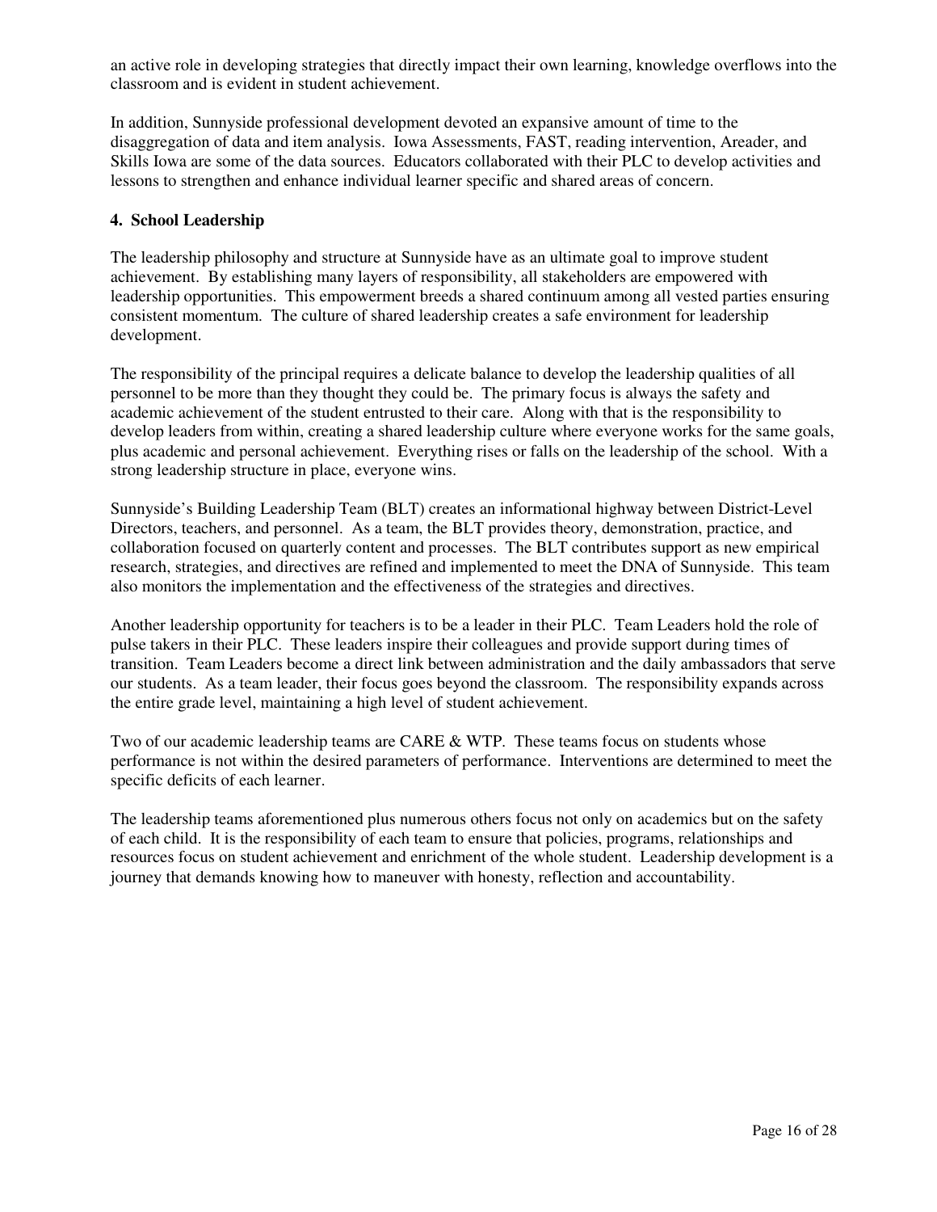an active role in developing strategies that directly impact their own learning, knowledge overflows into the classroom and is evident in student achievement.

In addition, Sunnyside professional development devoted an expansive amount of time to the disaggregation of data and item analysis. Iowa Assessments, FAST, reading intervention, Areader, and Skills Iowa are some of the data sources. Educators collaborated with their PLC to develop activities and lessons to strengthen and enhance individual learner specific and shared areas of concern.

**4. School Leadership**

The leadership philosophy and structure at Sunnyside have as an ultimate goal to improve student achievement. By establishing many layers of responsibility, all stakeholders are empowered with leadership opportunities. This empowerment breeds a shared continuum among all vested parties ensuring consistent momentum. The culture of shared leadership creates a safe environment for leadership development.

The responsibility of the principal requires a delicate balance to develop the leadership qualities of all personnel to be more than they thought they could be. The primary focus is always the safety and academic achievement of the student entrusted to their care. Along with that is the responsibility to develop leaders from within, creating a shared leadership culture where everyone works for the same goals, plus academic and personal achievement. Everything rises or falls on the leadership of the school. With a strong leadership structure in place, everyone wins.

Sunnyside's Building Leadership Team (BLT) creates an informational highway between District-Level Directors, teachers, and personnel. As a team, the BLT provides theory, demonstration, practice, and collaboration focused on quarterly content and processes. The BLT contributes support as new empirical research, strategies, and directives are refined and implemented to meet the DNA of Sunnyside. This team also monitors the implementation and the effectiveness of the strategies and directives.

Another leadership opportunity for teachers is to be a leader in their PLC. Team Leaders hold the role of pulse takers in their PLC. These leaders inspire their colleagues and provide support during times of transition. Team Leaders become a direct link between administration and the daily ambassadors that serve our students. As a team leader, their focus goes beyond the classroom. The responsibility expands across the entire grade level, maintaining a high level of student achievement.

Two of our academic leadership teams are CARE & WTP. These teams focus on students whose performance is not within the desired parameters of performance. Interventions are determined to meet the specific deficits of each learner.

The leadership teams aforementioned plus numerous others focus not only on academics but on the safety of each child. It is the responsibility of each team to ensure that policies, programs, relationships and resources focus on student achievement and enrichment of the whole student. Leadership development is a journey that demands knowing how to maneuver with honesty, reflection and accountability.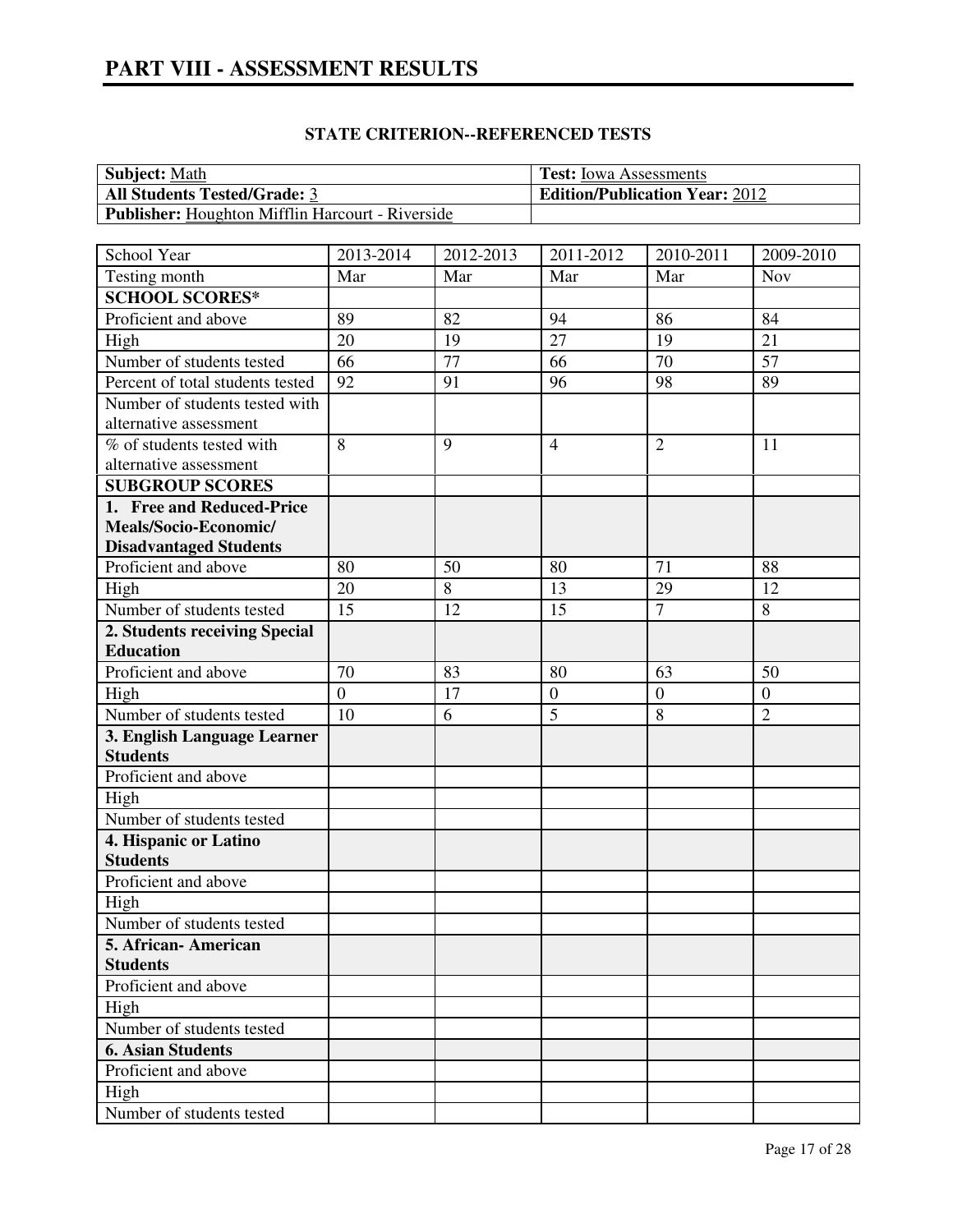# PART VIII - ASSESSMENT RESULTS

### STATE CRITERION--REFERENCED TESTS

| | |
|---|---|
| **Subject:** Math | **Test:** Iowa Assessments |
| **All Students Tested/Grade:** 3 | **Edition/Publication Year:** 2012 |
| **Publisher:** Houghton Mifflin Harcourt - Riverside | |

| School Year | 2013-2014 | 2012-2013 | 2011-2012 | 2010-2011 | 2009-2010 |
|---|---|---|---|---|---|
| Testing month | Mar | Mar | Mar | Mar | Nov |
| **SCHOOL SCORES*** | | | | | |
| Proficient and above | 89 | 82 | 94 | 86 | 84 |
| High | 20 | 19 | 27 | 19 | 21 |
| Number of students tested | 66 | 77 | 66 | 70 | 57 |
| Percent of total students tested | 92 | 91 | 96 | 98 | 89 |
| Number of students tested with alternative assessment | | | | | |
| % of students tested with alternative assessment | 8 | 9 | 4 | 2 | 11 |
| **SUBGROUP SCORES** | | | | | |
| **1. Free and Reduced-Price Meals/Socio-Economic/ Disadvantaged Students** | | | | | |
| Proficient and above | 80 | 50 | 80 | 71 | 88 |
| High | 20 | 8 | 13 | 29 | 12 |
| Number of students tested | 15 | 12 | 15 | 7 | 8 |
| **2. Students receiving Special Education** | | | | | |
| Proficient and above | 70 | 83 | 80 | 63 | 50 |
| High | 0 | 17 | 0 | 0 | 0 |
| Number of students tested | 10 | 6 | 5 | 8 | 2 |
| **3. English Language Learner Students** | | | | | |
| Proficient and above | | | | | |
| High | | | | | |
| Number of students tested | | | | | |
| **4. Hispanic or Latino Students** | | | | | |
| Proficient and above | | | | | |
| High | | | | | |
| Number of students tested | | | | | |
| **5. African- American Students** | | | | | |
| Proficient and above | | | | | |
| High | | | | | |
| Number of students tested | | | | | |
| **6. Asian Students** | | | | | |
| Proficient and above | | | | | |
| High | | | | | |
| Number of students tested | | | | | |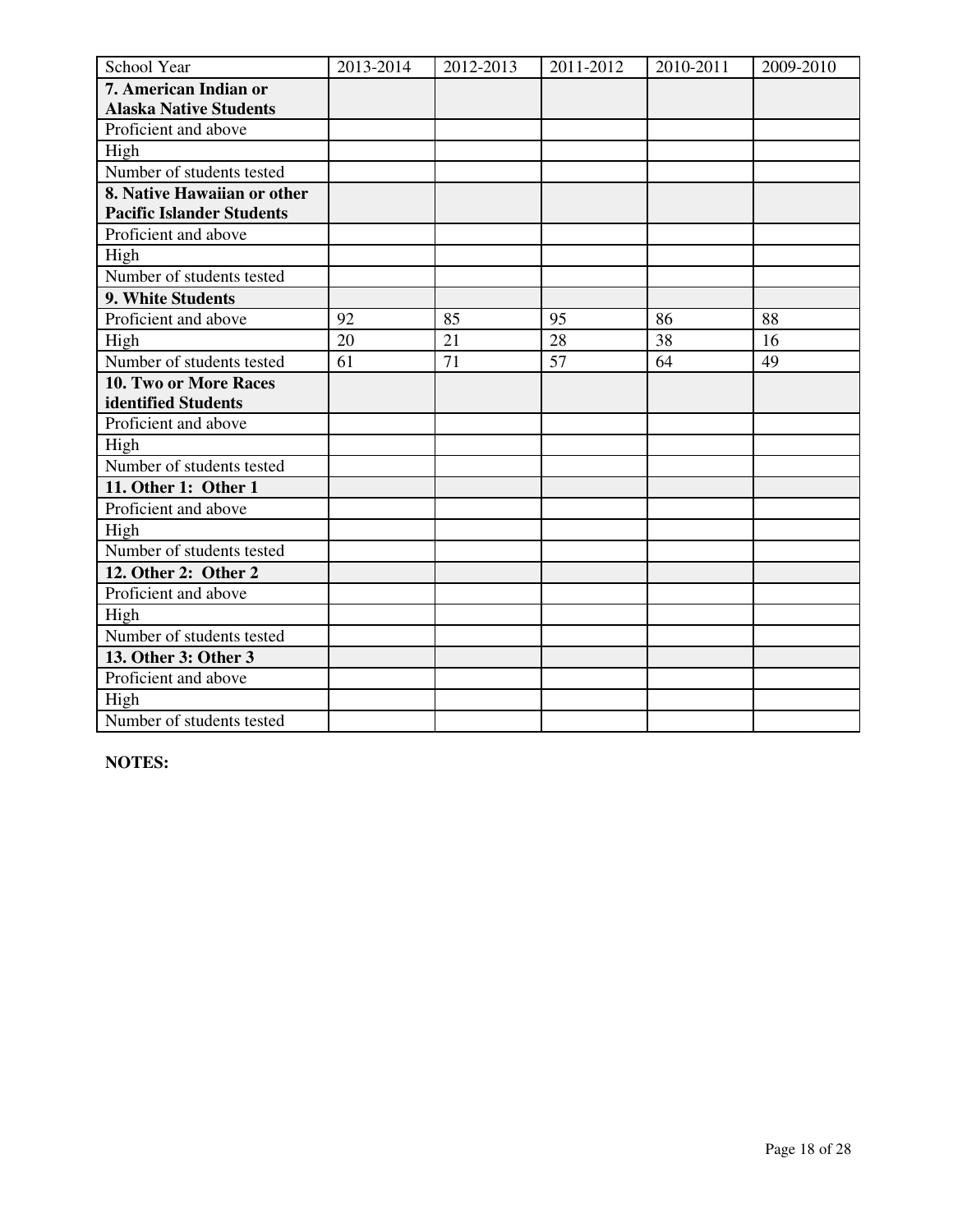| School Year | 2013-2014 | 2012-2013 | 2011-2012 | 2010-2011 | 2009-2010 |
|---|---|---|---|---|---|
| **7. American Indian or Alaska Native Students** | | | | | |
| Proficient and above | | | | | |
| High | | | | | |
| Number of students tested | | | | | |
| **8. Native Hawaiian or other Pacific Islander Students** | | | | | |
| Proficient and above | | | | | |
| High | | | | | |
| Number of students tested | | | | | |
| **9. White Students** | | | | | |
| Proficient and above | 92 | 85 | 95 | 86 | 88 |
| High | 20 | 21 | 28 | 38 | 16 |
| Number of students tested | 61 | 71 | 57 | 64 | 49 |
| **10. Two or More Races identified Students** | | | | | |
| Proficient and above | | | | | |
| High | | | | | |
| Number of students tested | | | | | |
| **11. Other 1: Other 1** | | | | | |
| Proficient and above | | | | | |
| High | | | | | |
| Number of students tested | | | | | |
| **12. Other 2: Other 2** | | | | | |
| Proficient and above | | | | | |
| High | | | | | |
| Number of students tested | | | | | |
| **13. Other 3: Other 3** | | | | | |
| Proficient and above | | | | | |
| High | | | | | |
| Number of students tested | | | | | |

**NOTES:**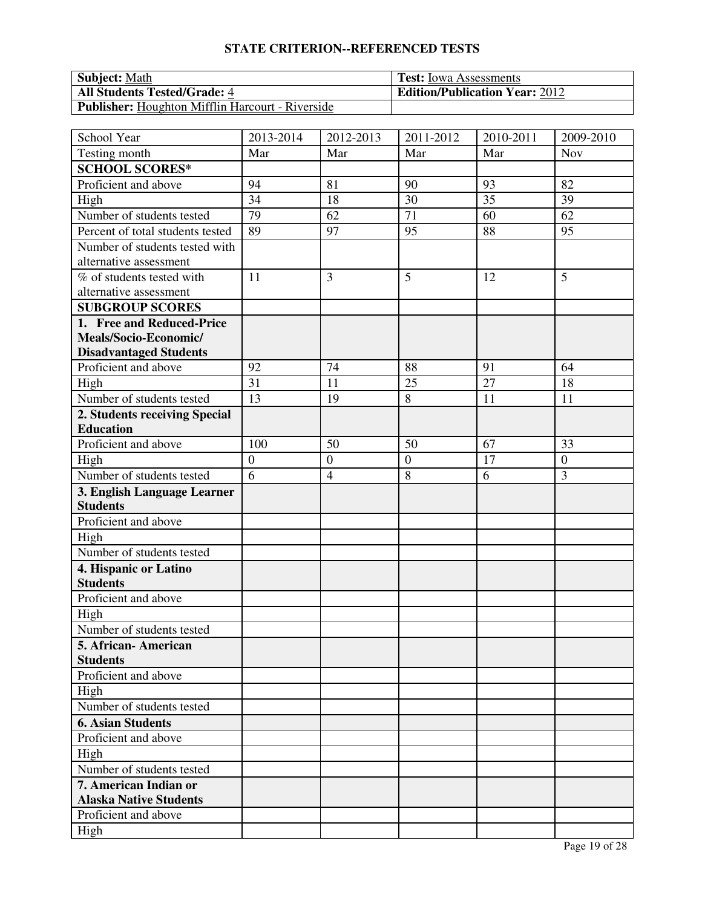## STATE CRITERION--REFERENCED TESTS

| **Subject:** Math | **Test:** Iowa Assessments |
|---|---|
| **All Students Tested/Grade:** 4 | **Edition/Publication Year:** 2012 |
| **Publisher:** Houghton Mifflin Harcourt - Riverside | |

| School Year | 2013-2014 | 2012-2013 | 2011-2012 | 2010-2011 | 2009-2010 |
|---|---|---|---|---|---|
| Testing month | Mar | Mar | Mar | Mar | Nov |
| **SCHOOL SCORES*** | | | | | |
| Proficient and above | 94 | 81 | 90 | 93 | 82 |
| High | 34 | 18 | 30 | 35 | 39 |
| Number of students tested | 79 | 62 | 71 | 60 | 62 |
| Percent of total students tested | 89 | 97 | 95 | 88 | 95 |
| Number of students tested with alternative assessment | | | | | |
| % of students tested with alternative assessment | 11 | 3 | 5 | 12 | 5 |
| **SUBGROUP SCORES** | | | | | |
| **1. Free and Reduced-Price Meals/Socio-Economic/ Disadvantaged Students** | | | | | |
| Proficient and above | 92 | 74 | 88 | 91 | 64 |
| High | 31 | 11 | 25 | 27 | 18 |
| Number of students tested | 13 | 19 | 8 | 11 | 11 |
| **2. Students receiving Special Education** | | | | | |
| Proficient and above | 100 | 50 | 50 | 67 | 33 |
| High | 0 | 0 | 0 | 17 | 0 |
| Number of students tested | 6 | 4 | 8 | 6 | 3 |
| **3. English Language Learner Students** | | | | | |
| Proficient and above | | | | | |
| High | | | | | |
| Number of students tested | | | | | |
| **4. Hispanic or Latino Students** | | | | | |
| Proficient and above | | | | | |
| High | | | | | |
| Number of students tested | | | | | |
| **5. African- American Students** | | | | | |
| Proficient and above | | | | | |
| High | | | | | |
| Number of students tested | | | | | |
| **6. Asian Students** | | | | | |
| Proficient and above | | | | | |
| High | | | | | |
| Number of students tested | | | | | |
| **7. American Indian or Alaska Native Students** | | | | | |
| Proficient and above | | | | | |
| High | | | | | |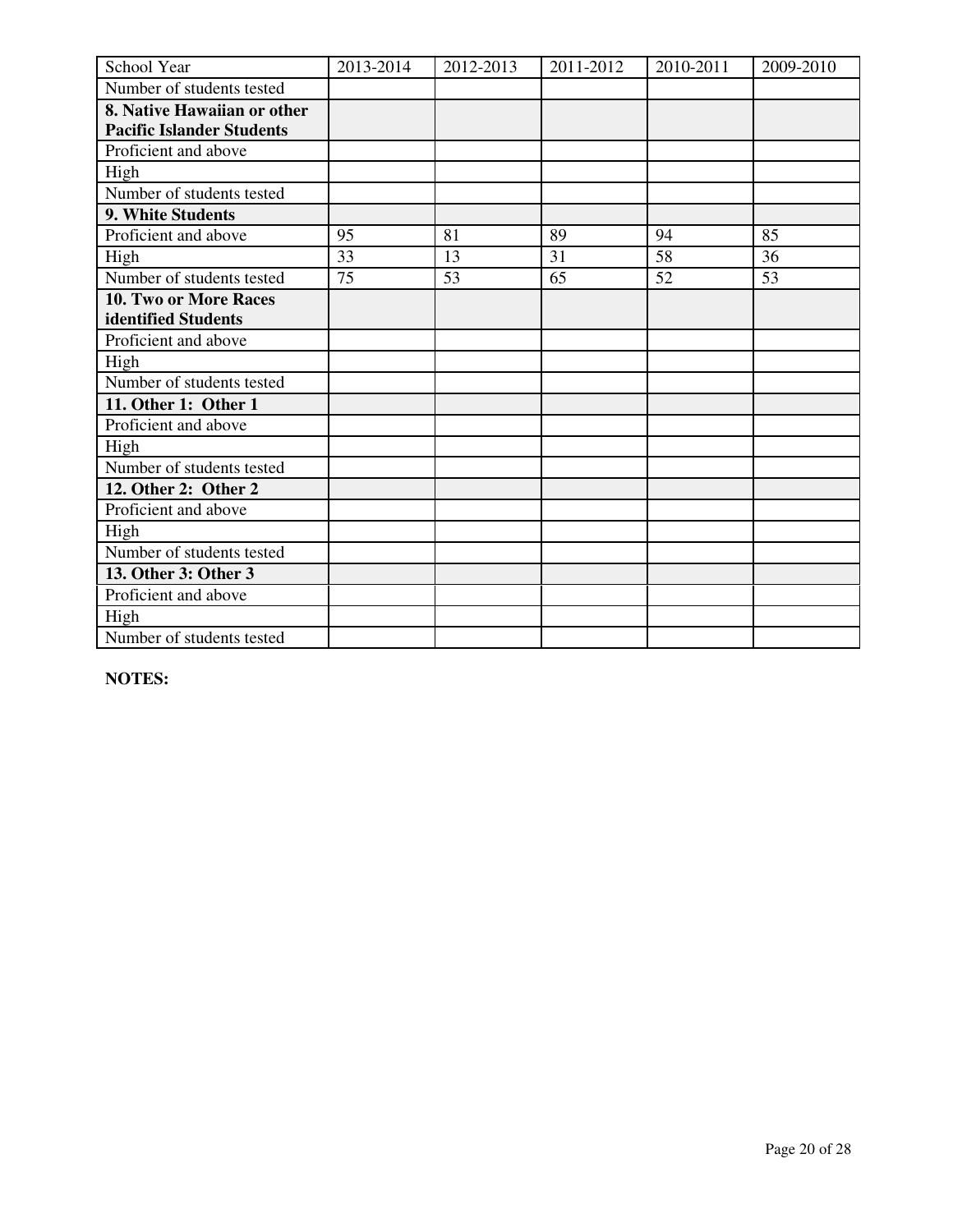| School Year | 2013-2014 | 2012-2013 | 2011-2012 | 2010-2011 | 2009-2010 |
|---|---|---|---|---|---|
| Number of students tested | | | | | |
| **8. Native Hawaiian or other Pacific Islander Students** | | | | | |
| Proficient and above | | | | | |
| High | | | | | |
| Number of students tested | | | | | |
| **9. White Students** | | | | | |
| Proficient and above | 95 | 81 | 89 | 94 | 85 |
| High | 33 | 13 | 31 | 58 | 36 |
| Number of students tested | 75 | 53 | 65 | 52 | 53 |
| **10. Two or More Races identified Students** | | | | | |
| Proficient and above | | | | | |
| High | | | | | |
| Number of students tested | | | | | |
| **11. Other 1: Other 1** | | | | | |
| Proficient and above | | | | | |
| High | | | | | |
| Number of students tested | | | | | |
| **12. Other 2: Other 2** | | | | | |
| Proficient and above | | | | | |
| High | | | | | |
| Number of students tested | | | | | |
| **13. Other 3: Other 3** | | | | | |
| Proficient and above | | | | | |
| High | | | | | |
| Number of students tested | | | | | |

**NOTES:**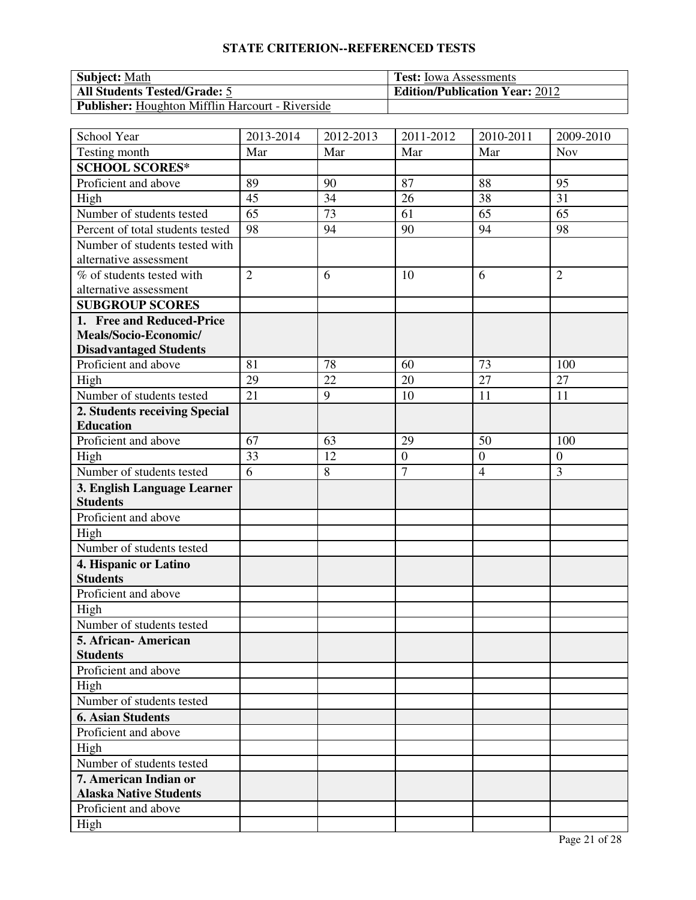## STATE CRITERION--REFERENCED TESTS

| **Subject:** Math | **Test:** Iowa Assessments |
|---|---|
| **All Students Tested/Grade:** 5 | **Edition/Publication Year:** 2012 |
| **Publisher:** Houghton Mifflin Harcourt - Riverside | |

| School Year | 2013-2014 | 2012-2013 | 2011-2012 | 2010-2011 | 2009-2010 |
|---|---|---|---|---|---|
| Testing month | Mar | Mar | Mar | Mar | Nov |
| **SCHOOL SCORES*** | | | | | |
| Proficient and above | 89 | 90 | 87 | 88 | 95 |
| High | 45 | 34 | 26 | 38 | 31 |
| Number of students tested | 65 | 73 | 61 | 65 | 65 |
| Percent of total students tested | 98 | 94 | 90 | 94 | 98 |
| Number of students tested with alternative assessment | | | | | |
| % of students tested with alternative assessment | 2 | 6 | 10 | 6 | 2 |
| **SUBGROUP SCORES** | | | | | |
| **1. Free and Reduced-Price Meals/Socio-Economic/ Disadvantaged Students** | | | | | |
| Proficient and above | 81 | 78 | 60 | 73 | 100 |
| High | 29 | 22 | 20 | 27 | 27 |
| Number of students tested | 21 | 9 | 10 | 11 | 11 |
| **2. Students receiving Special Education** | | | | | |
| Proficient and above | 67 | 63 | 29 | 50 | 100 |
| High | 33 | 12 | 0 | 0 | 0 |
| Number of students tested | 6 | 8 | 7 | 4 | 3 |
| **3. English Language Learner Students** | | | | | |
| Proficient and above | | | | | |
| High | | | | | |
| Number of students tested | | | | | |
| **4. Hispanic or Latino Students** | | | | | |
| Proficient and above | | | | | |
| High | | | | | |
| Number of students tested | | | | | |
| **5. African- American Students** | | | | | |
| Proficient and above | | | | | |
| High | | | | | |
| Number of students tested | | | | | |
| **6. Asian Students** | | | | | |
| Proficient and above | | | | | |
| High | | | | | |
| Number of students tested | | | | | |
| **7. American Indian or Alaska Native Students** | | | | | |
| Proficient and above | | | | | |
| High | | | | | |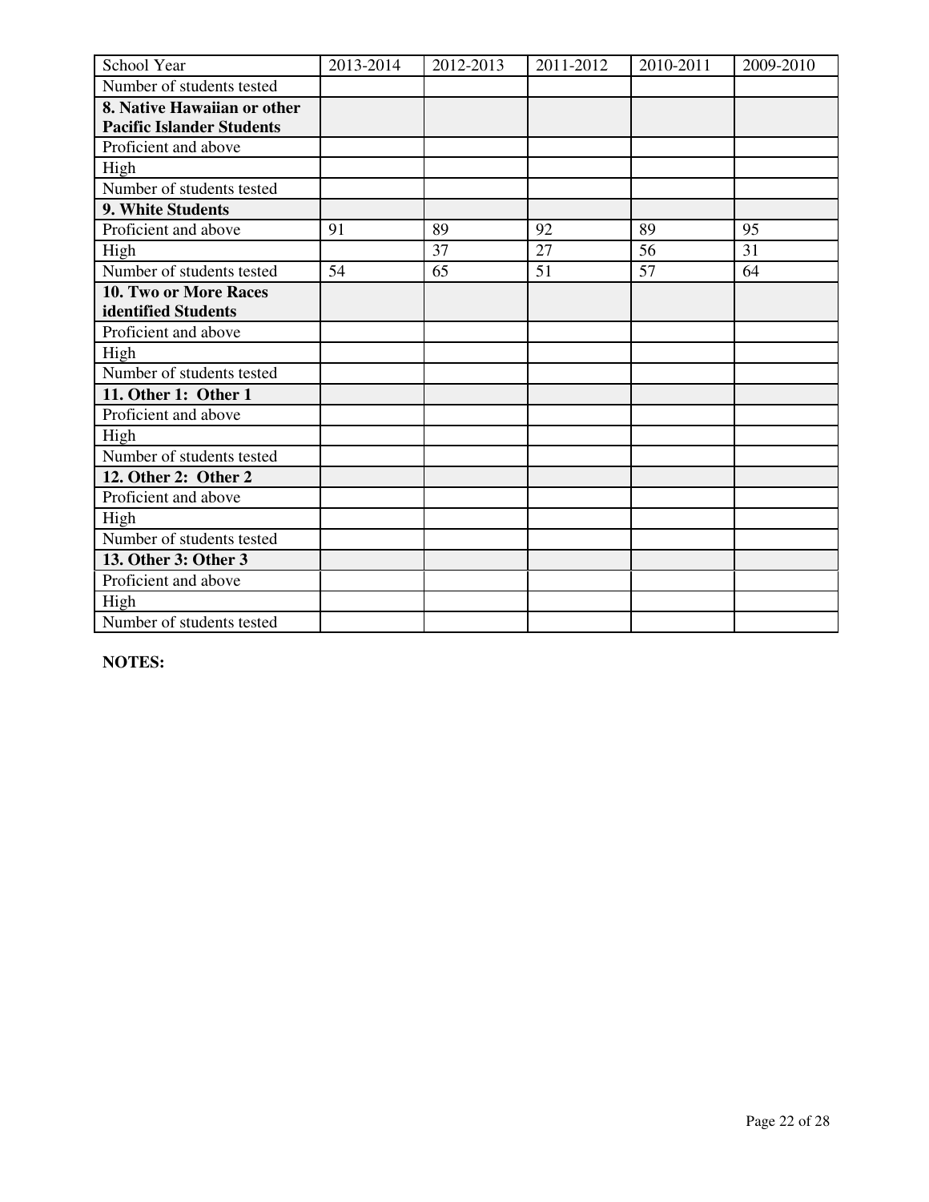| School Year | 2013-2014 | 2012-2013 | 2011-2012 | 2010-2011 | 2009-2010 |
|---|---|---|---|---|---|
| Number of students tested | | | | | |
| **8. Native Hawaiian or other Pacific Islander Students** | | | | | |
| Proficient and above | | | | | |
| High | | | | | |
| Number of students tested | | | | | |
| **9. White Students** | | | | | |
| Proficient and above | 91 | 89 | 92 | 89 | 95 |
| High | | 37 | 27 | 56 | 31 |
| Number of students tested | 54 | 65 | 51 | 57 | 64 |
| **10. Two or More Races identified Students** | | | | | |
| Proficient and above | | | | | |
| High | | | | | |
| Number of students tested | | | | | |
| **11. Other 1: Other 1** | | | | | |
| Proficient and above | | | | | |
| High | | | | | |
| Number of students tested | | | | | |
| **12. Other 2: Other 2** | | | | | |
| Proficient and above | | | | | |
| High | | | | | |
| Number of students tested | | | | | |
| **13. Other 3: Other 3** | | | | | |
| Proficient and above | | | | | |
| High | | | | | |
| Number of students tested | | | | | |

**NOTES:**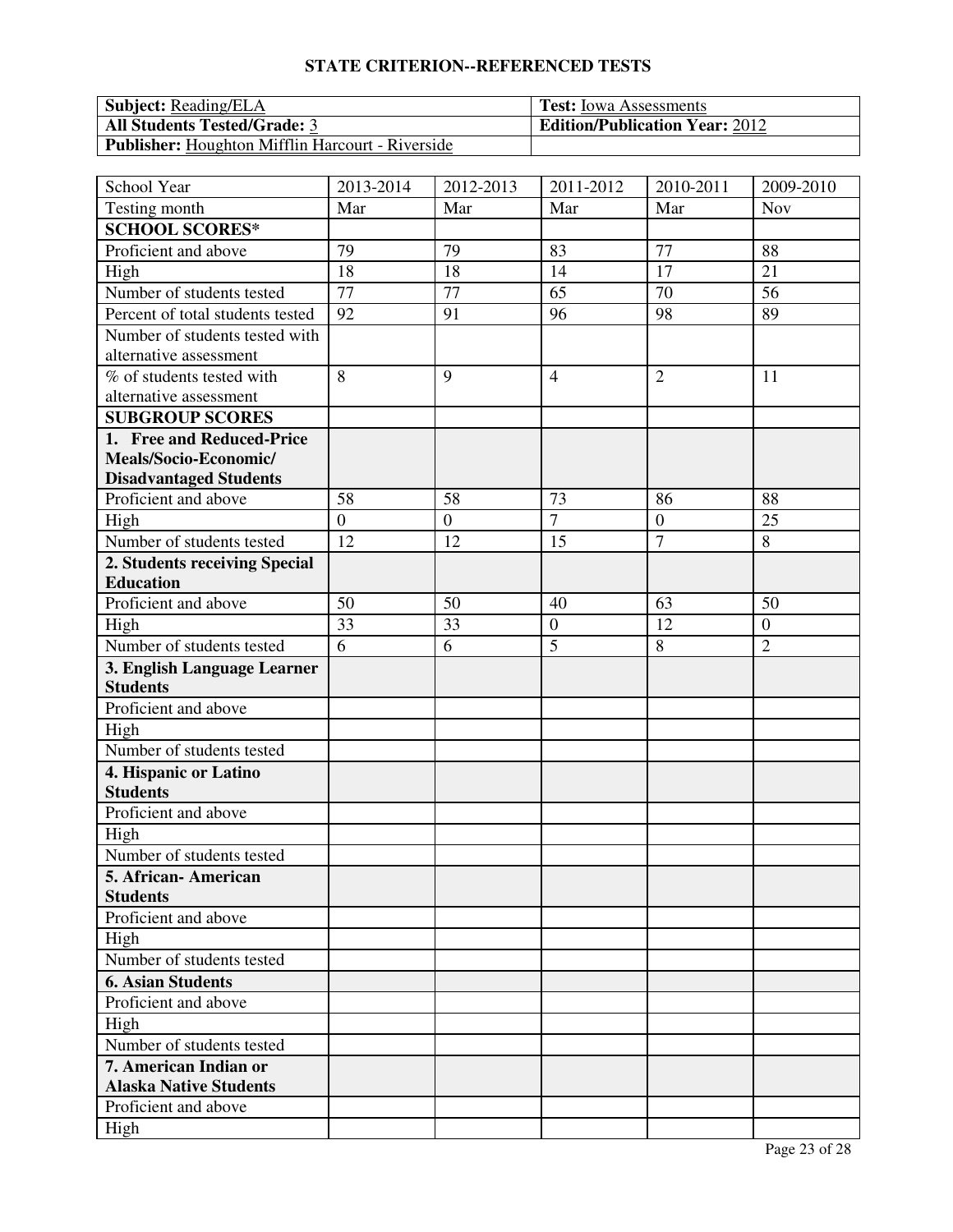## STATE CRITERION--REFERENCED TESTS

| **Subject:** Reading/ELA | **Test:** Iowa Assessments |
|---|---|
| **All Students Tested/Grade:** 3 | **Edition/Publication Year:** 2012 |
| **Publisher:** Houghton Mifflin Harcourt - Riverside | |

| School Year | 2013-2014 | 2012-2013 | 2011-2012 | 2010-2011 | 2009-2010 |
|---|---|---|---|---|---|
| Testing month | Mar | Mar | Mar | Mar | Nov |
| **SCHOOL SCORES*** | | | | | |
| Proficient and above | 79 | 79 | 83 | 77 | 88 |
| High | 18 | 18 | 14 | 17 | 21 |
| Number of students tested | 77 | 77 | 65 | 70 | 56 |
| Percent of total students tested | 92 | 91 | 96 | 98 | 89 |
| Number of students tested with alternative assessment | | | | | |
| % of students tested with alternative assessment | 8 | 9 | 4 | 2 | 11 |
| **SUBGROUP SCORES** | | | | | |
| **1. Free and Reduced-Price Meals/Socio-Economic/ Disadvantaged Students** | | | | | |
| Proficient and above | 58 | 58 | 73 | 86 | 88 |
| High | 0 | 0 | 7 | 0 | 25 |
| Number of students tested | 12 | 12 | 15 | 7 | 8 |
| **2. Students receiving Special Education** | | | | | |
| Proficient and above | 50 | 50 | 40 | 63 | 50 |
| High | 33 | 33 | 0 | 12 | 0 |
| Number of students tested | 6 | 6 | 5 | 8 | 2 |
| **3. English Language Learner Students** | | | | | |
| Proficient and above | | | | | |
| High | | | | | |
| Number of students tested | | | | | |
| **4. Hispanic or Latino Students** | | | | | |
| Proficient and above | | | | | |
| High | | | | | |
| Number of students tested | | | | | |
| **5. African- American Students** | | | | | |
| Proficient and above | | | | | |
| High | | | | | |
| Number of students tested | | | | | |
| **6. Asian Students** | | | | | |
| Proficient and above | | | | | |
| High | | | | | |
| Number of students tested | | | | | |
| **7. American Indian or Alaska Native Students** | | | | | |
| Proficient and above | | | | | |
| High | | | | | |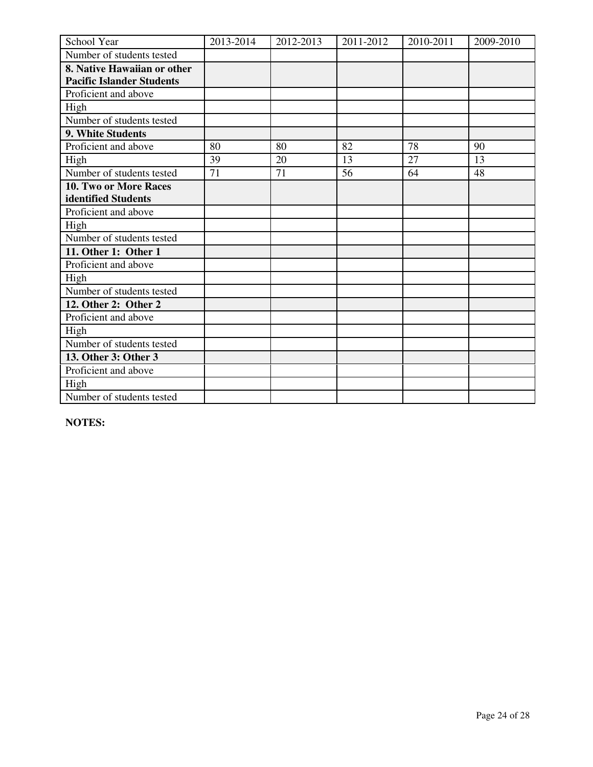| School Year | 2013-2014 | 2012-2013 | 2011-2012 | 2010-2011 | 2009-2010 |
|---|---|---|---|---|---|
| Number of students tested | | | | | |
| **8. Native Hawaiian or other Pacific Islander Students** | | | | | |
| Proficient and above | | | | | |
| High | | | | | |
| Number of students tested | | | | | |
| **9. White Students** | | | | | |
| Proficient and above | 80 | 80 | 82 | 78 | 90 |
| High | 39 | 20 | 13 | 27 | 13 |
| Number of students tested | 71 | 71 | 56 | 64 | 48 |
| **10. Two or More Races identified Students** | | | | | |
| Proficient and above | | | | | |
| High | | | | | |
| Number of students tested | | | | | |
| **11. Other 1: Other 1** | | | | | |
| Proficient and above | | | | | |
| High | | | | | |
| Number of students tested | | | | | |
| **12. Other 2: Other 2** | | | | | |
| Proficient and above | | | | | |
| High | | | | | |
| Number of students tested | | | | | |
| **13. Other 3: Other 3** | | | | | |
| Proficient and above | | | | | |
| High | | | | | |
| Number of students tested | | | | | |

**NOTES:**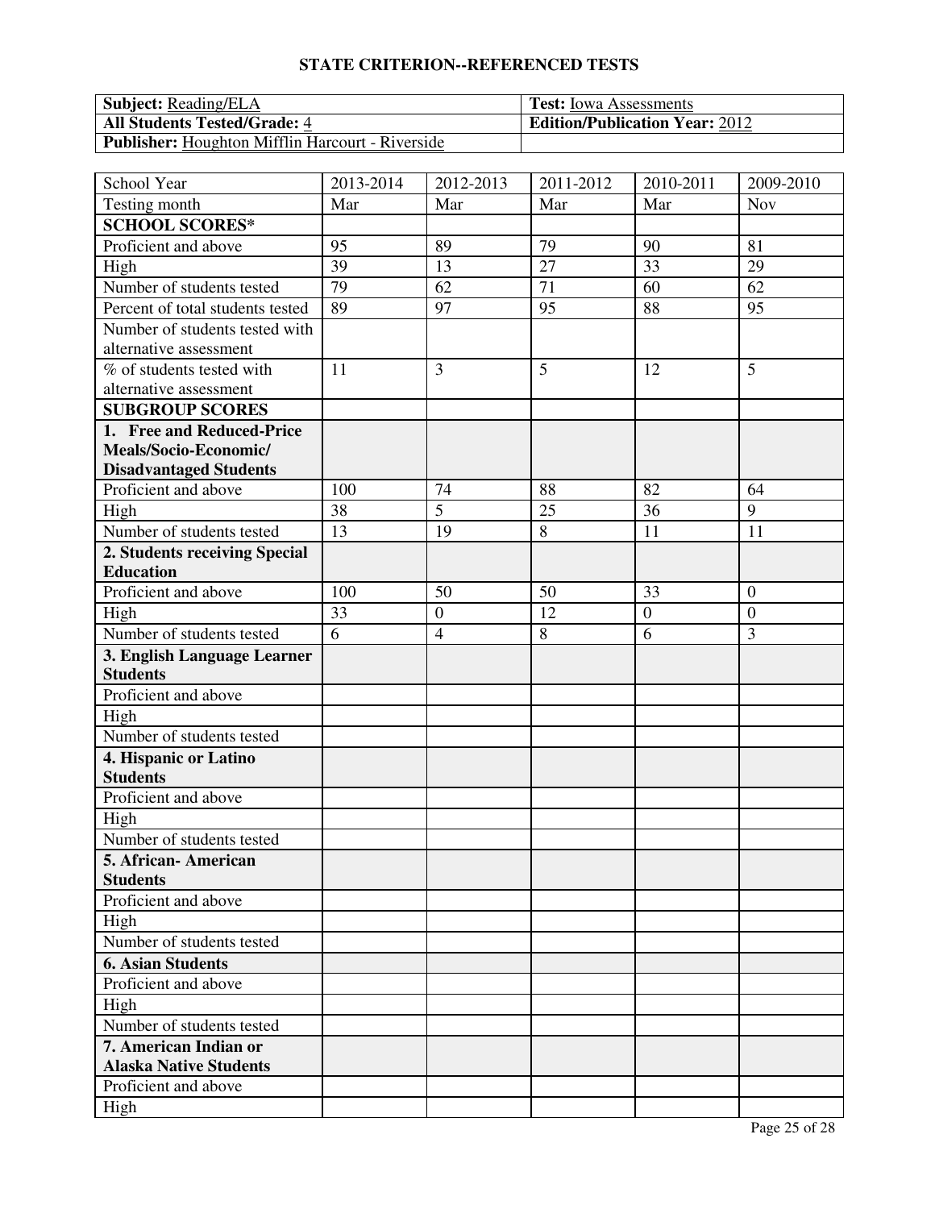## STATE CRITERION--REFERENCED TESTS

| **Subject:** Reading/ELA | **Test:** Iowa Assessments |
|---|---|
| **All Students Tested/Grade:** 4 | **Edition/Publication Year:** 2012 |
| **Publisher:** Houghton Mifflin Harcourt - Riverside | |

| School Year | 2013-2014 | 2012-2013 | 2011-2012 | 2010-2011 | 2009-2010 |
|---|---|---|---|---|---|
| Testing month | Mar | Mar | Mar | Mar | Nov |
| **SCHOOL SCORES*** | | | | | |
| Proficient and above | 95 | 89 | 79 | 90 | 81 |
| High | 39 | 13 | 27 | 33 | 29 |
| Number of students tested | 79 | 62 | 71 | 60 | 62 |
| Percent of total students tested | 89 | 97 | 95 | 88 | 95 |
| Number of students tested with alternative assessment | | | | | |
| % of students tested with alternative assessment | 11 | 3 | 5 | 12 | 5 |
| **SUBGROUP SCORES** | | | | | |
| **1. Free and Reduced-Price Meals/Socio-Economic/ Disadvantaged Students** | | | | | |
| Proficient and above | 100 | 74 | 88 | 82 | 64 |
| High | 38 | 5 | 25 | 36 | 9 |
| Number of students tested | 13 | 19 | 8 | 11 | 11 |
| **2. Students receiving Special Education** | | | | | |
| Proficient and above | 100 | 50 | 50 | 33 | 0 |
| High | 33 | 0 | 12 | 0 | 0 |
| Number of students tested | 6 | 4 | 8 | 6 | 3 |
| **3. English Language Learner Students** | | | | | |
| Proficient and above | | | | | |
| High | | | | | |
| Number of students tested | | | | | |
| **4. Hispanic or Latino Students** | | | | | |
| Proficient and above | | | | | |
| High | | | | | |
| Number of students tested | | | | | |
| **5. African- American Students** | | | | | |
| Proficient and above | | | | | |
| High | | | | | |
| Number of students tested | | | | | |
| **6. Asian Students** | | | | | |
| Proficient and above | | | | | |
| High | | | | | |
| Number of students tested | | | | | |
| **7. American Indian or Alaska Native Students** | | | | | |
| Proficient and above | | | | | |
| High | | | | | |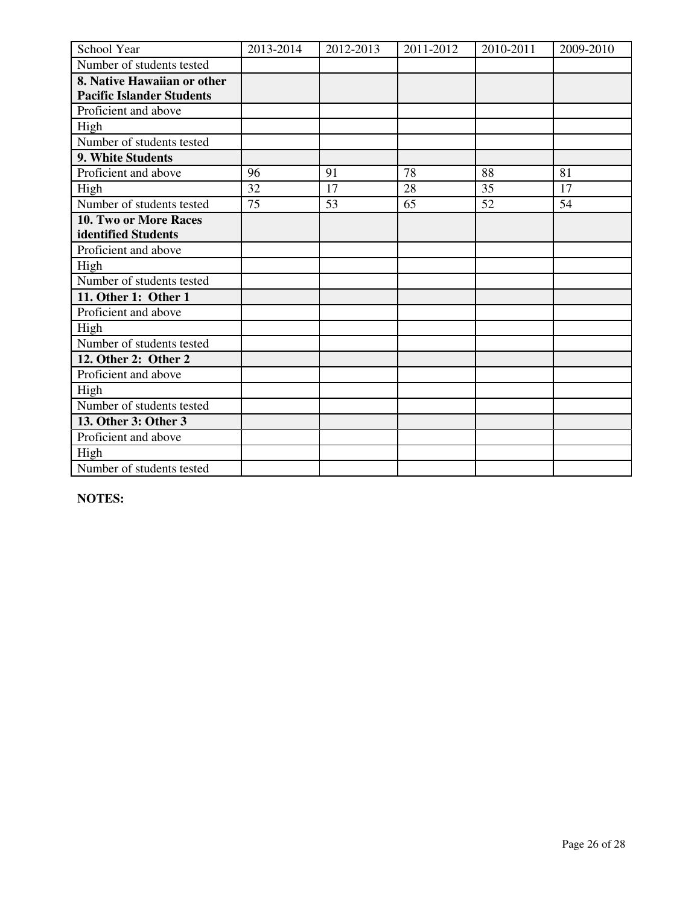| School Year | 2013-2014 | 2012-2013 | 2011-2012 | 2010-2011 | 2009-2010 |
| --- | --- | --- | --- | --- | --- |
| Number of students tested | | | | | |
| **8. Native Hawaiian or other Pacific Islander Students** | | | | | |
| Proficient and above | | | | | |
| High | | | | | |
| Number of students tested | | | | | |
| **9. White Students** | | | | | |
| Proficient and above | 96 | 91 | 78 | 88 | 81 |
| High | 32 | 17 | 28 | 35 | 17 |
| Number of students tested | 75 | 53 | 65 | 52 | 54 |
| **10. Two or More Races identified Students** | | | | | |
| Proficient and above | | | | | |
| High | | | | | |
| Number of students tested | | | | | |
| **11. Other 1: Other 1** | | | | | |
| Proficient and above | | | | | |
| High | | | | | |
| Number of students tested | | | | | |
| **12. Other 2: Other 2** | | | | | |
| Proficient and above | | | | | |
| High | | | | | |
| Number of students tested | | | | | |
| **13. Other 3: Other 3** | | | | | |
| Proficient and above | | | | | |
| High | | | | | |
| Number of students tested | | | | | |

**NOTES:**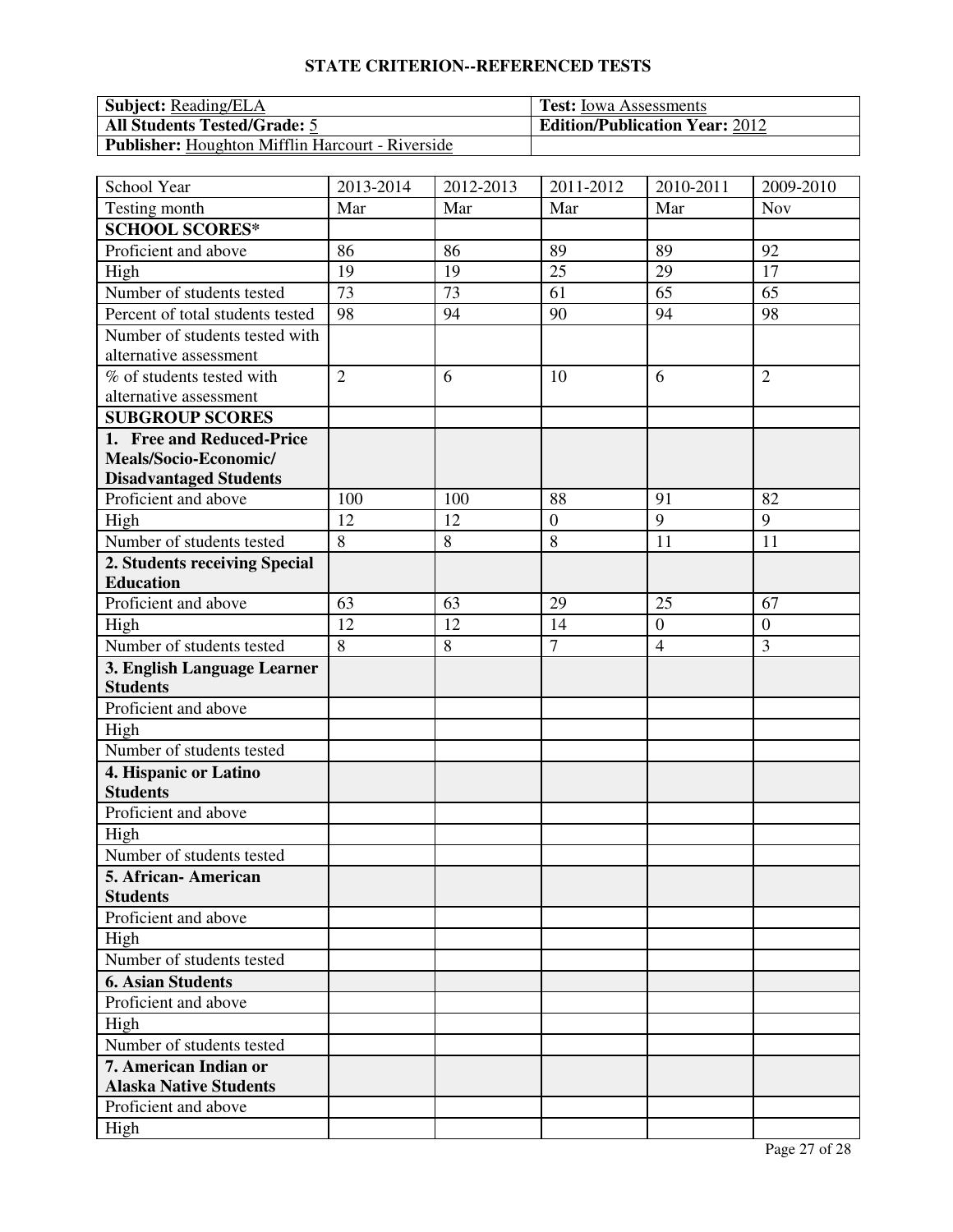## STATE CRITERION--REFERENCED TESTS

| **Subject:** Reading/ELA | **Test:** Iowa Assessments |
| --- | --- |
| **All Students Tested/Grade:** 5 | **Edition/Publication Year:** 2012 |
| **Publisher:** Houghton Mifflin Harcourt - Riverside | |

| School Year | 2013-2014 | 2012-2013 | 2011-2012 | 2010-2011 | 2009-2010 |
| --- | --- | --- | --- | --- | --- |
| Testing month | Mar | Mar | Mar | Mar | Nov |
| **SCHOOL SCORES*** | | | | | |
| Proficient and above | 86 | 86 | 89 | 89 | 92 |
| High | 19 | 19 | 25 | 29 | 17 |
| Number of students tested | 73 | 73 | 61 | 65 | 65 |
| Percent of total students tested | 98 | 94 | 90 | 94 | 98 |
| Number of students tested with alternative assessment | | | | | |
| % of students tested with alternative assessment | 2 | 6 | 10 | 6 | 2 |
| **SUBGROUP SCORES** | | | | | |
| **1. Free and Reduced-Price Meals/Socio-Economic/ Disadvantaged Students** | | | | | |
| Proficient and above | 100 | 100 | 88 | 91 | 82 |
| High | 12 | 12 | 0 | 9 | 9 |
| Number of students tested | 8 | 8 | 8 | 11 | 11 |
| **2. Students receiving Special Education** | | | | | |
| Proficient and above | 63 | 63 | 29 | 25 | 67 |
| High | 12 | 12 | 14 | 0 | 0 |
| Number of students tested | 8 | 8 | 7 | 4 | 3 |
| **3. English Language Learner Students** | | | | | |
| Proficient and above | | | | | |
| High | | | | | |
| Number of students tested | | | | | |
| **4. Hispanic or Latino Students** | | | | | |
| Proficient and above | | | | | |
| High | | | | | |
| Number of students tested | | | | | |
| **5. African- American Students** | | | | | |
| Proficient and above | | | | | |
| High | | | | | |
| Number of students tested | | | | | |
| **6. Asian Students** | | | | | |
| Proficient and above | | | | | |
| High | | | | | |
| Number of students tested | | | | | |
| **7. American Indian or Alaska Native Students** | | | | | |
| Proficient and above | | | | | |
| High | | | | | |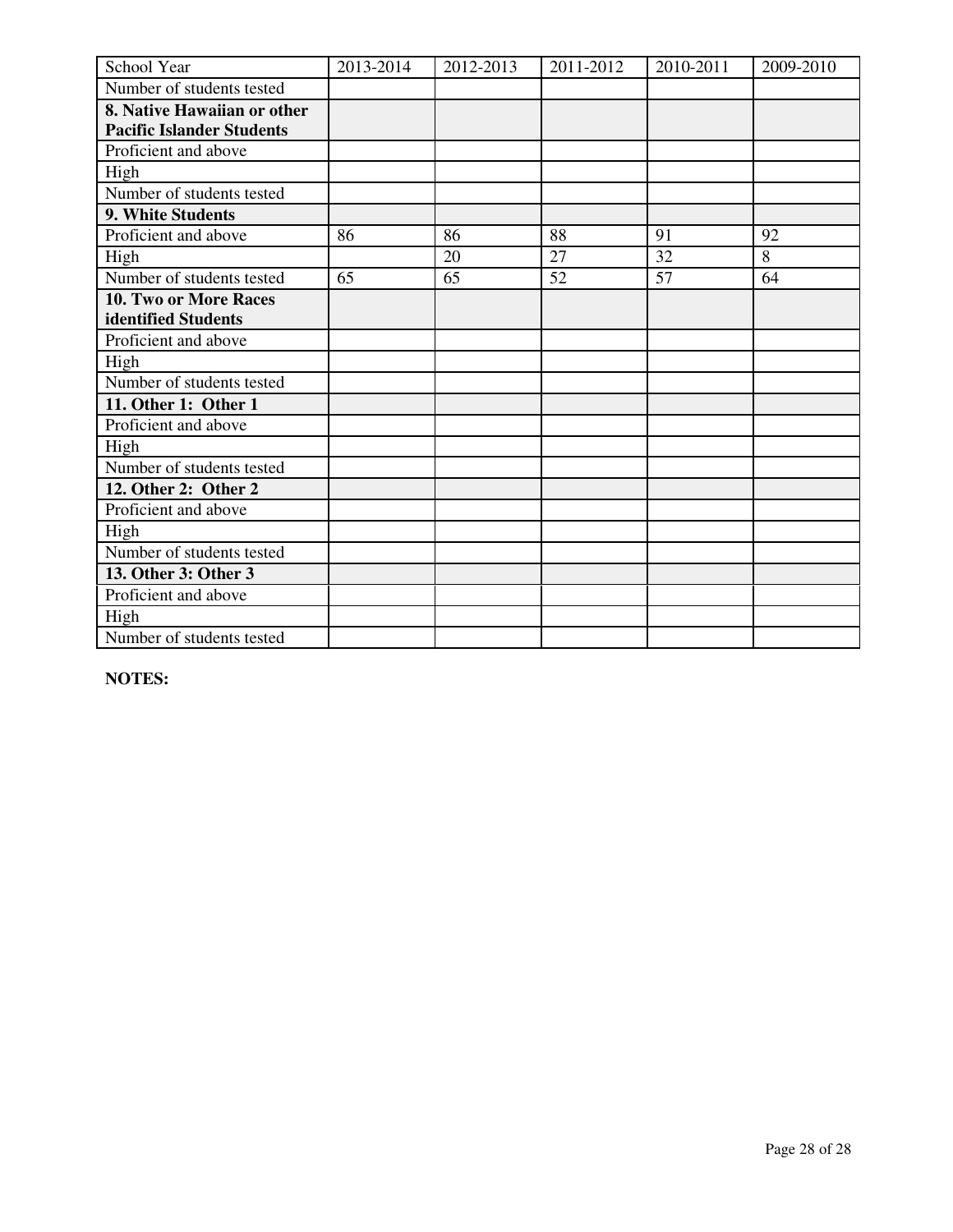| School Year | 2013-2014 | 2012-2013 | 2011-2012 | 2010-2011 | 2009-2010 |
|---|---|---|---|---|---|
| Number of students tested | | | | | |
| **8. Native Hawaiian or other Pacific Islander Students** | | | | | |
| Proficient and above | | | | | |
| High | | | | | |
| Number of students tested | | | | | |
| **9. White Students** | | | | | |
| Proficient and above | 86 | 86 | 88 | 91 | 92 |
| High | | 20 | 27 | 32 | 8 |
| Number of students tested | 65 | 65 | 52 | 57 | 64 |
| **10. Two or More Races identified Students** | | | | | |
| Proficient and above | | | | | |
| High | | | | | |
| Number of students tested | | | | | |
| **11. Other 1: Other 1** | | | | | |
| Proficient and above | | | | | |
| High | | | | | |
| Number of students tested | | | | | |
| **12. Other 2: Other 2** | | | | | |
| Proficient and above | | | | | |
| High | | | | | |
| Number of students tested | | | | | |
| **13. Other 3: Other 3** | | | | | |
| Proficient and above | | | | | |
| High | | | | | |
| Number of students tested | | | | | |

**NOTES:**